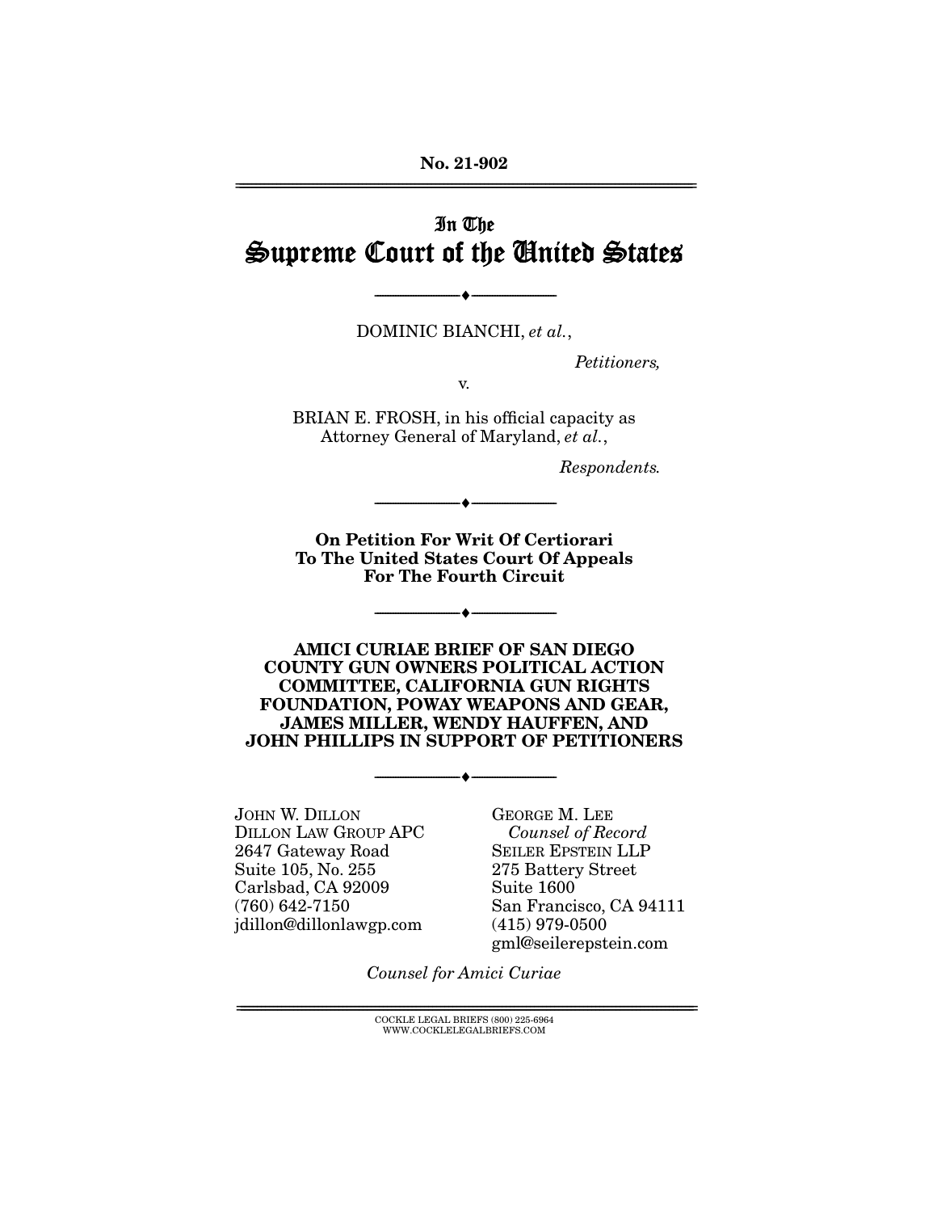No. 21-902

# In The Supreme Court of the United States

◆

DOMINIC BIANCHI, *et al.*,

*Petitioners,*

v.

BRIAN E. FROSH, in his official capacity as Attorney General of Maryland, *et al.*,

*Respondents.*

◆

**On Petition For Writ Of Certiorari To The United States Court Of Appeals For The Fourth Circuit**

◆

**AMICI CURIAE BRIEF OF SAN DIEGO COUNTY GUN OWNERS POLITICAL ACTION COMMITTEE, CALIFORNIA GUN RIGHTS FOUNDATION, POWAY WEAPONS AND GEAR, JAMES MILLER, WENDY HAUFFEN, AND JOHN PHILLIPS IN SUPPORT OF PETITIONERS**

◆

JOHN W. DILLON
DILLON LAW GROUP APC
2647 Gateway Road
Suite 105, No. 255
Carlsbad, CA 92009
(760) 642-7150
jdillon@dillonlawgp.com

GEORGE M. LEE
*Counsel of Record*
SEILER EPSTEIN LLP
275 Battery Street
Suite 1600
San Francisco, CA 94111
(415) 979-0500
gml@seilerepstein.com

*Counsel for Amici Curiae*

COCKLE LEGAL BRIEFS (800) 225-6964
WWW.COCKLELEGALBRIEFS.COM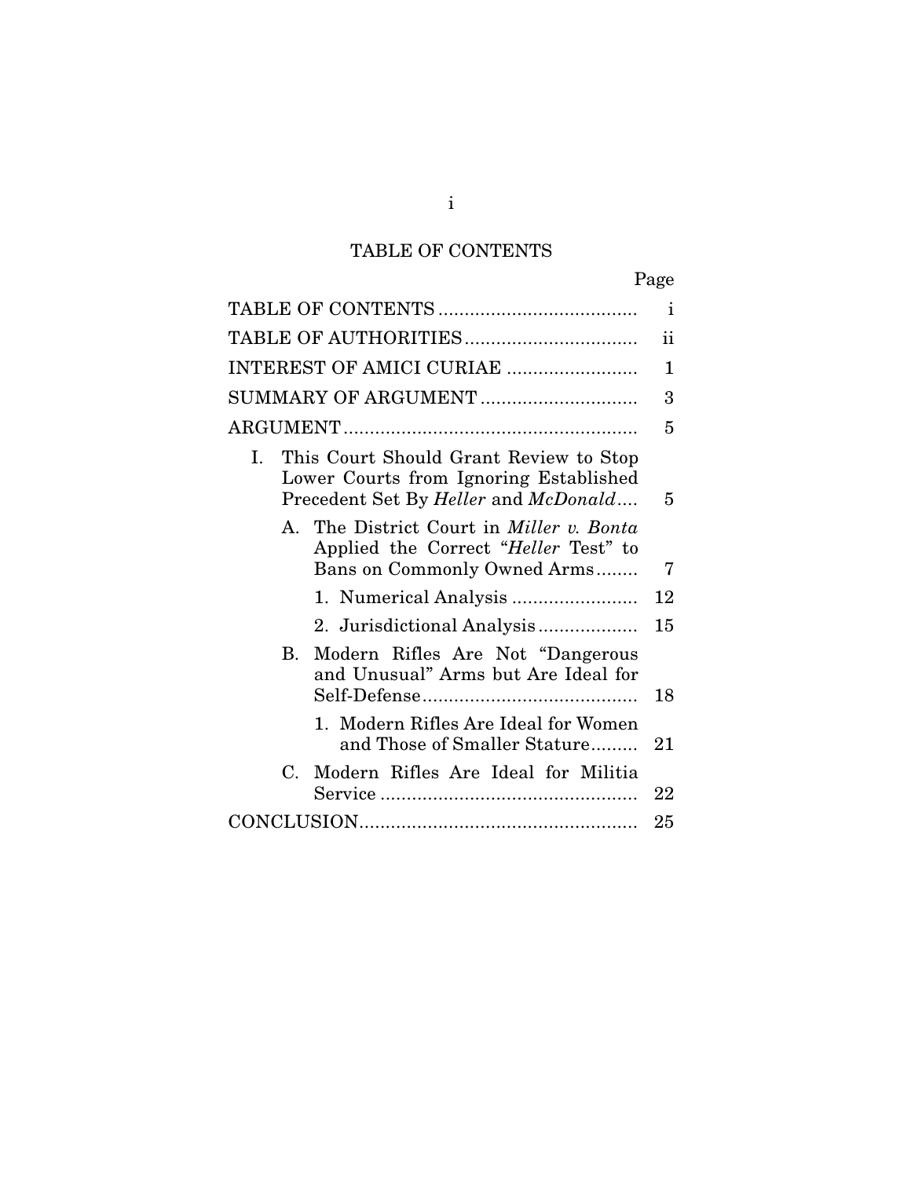# TABLE OF CONTENTS

| | Page |
|---|---|
| TABLE OF CONTENTS | i |
| TABLE OF AUTHORITIES | ii |
| INTEREST OF AMICI CURIAE | 1 |
| SUMMARY OF ARGUMENT | 3 |
| ARGUMENT | 5 |
| I. This Court Should Grant Review to Stop Lower Courts from Ignoring Established Precedent Set By *Heller* and *McDonald* | 5 |
| A. The District Court in *Miller v. Bonta* Applied the Correct "*Heller* Test" to Bans on Commonly Owned Arms | 7 |
| 1. Numerical Analysis | 12 |
| 2. Jurisdictional Analysis | 15 |
| B. Modern Rifles Are Not "Dangerous and Unusual" Arms but Are Ideal for Self-Defense | 18 |
| 1. Modern Rifles Are Ideal for Women and Those of Smaller Stature | 21 |
| C. Modern Rifles Are Ideal for Militia Service | 22 |
| CONCLUSION | 25 |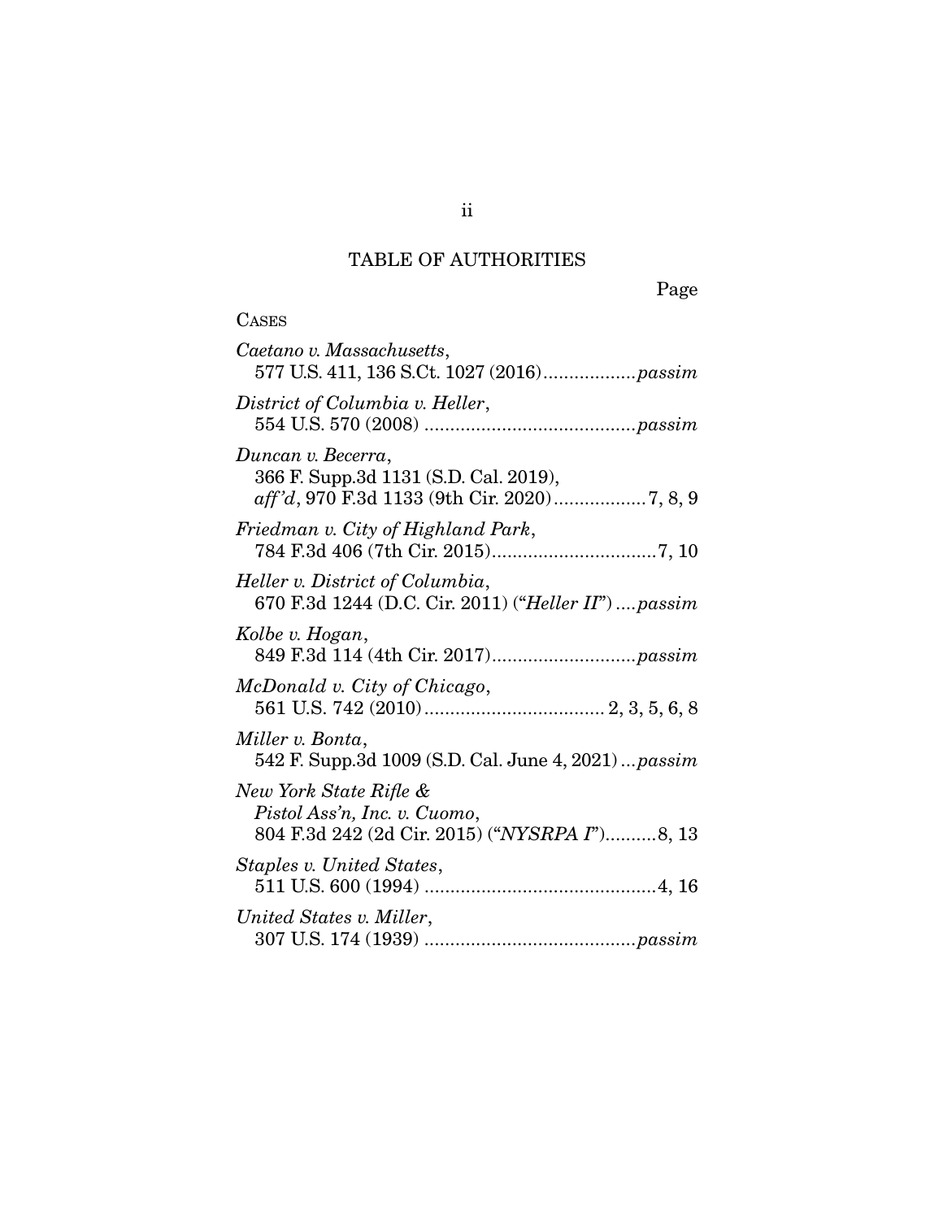# TABLE OF AUTHORITIES

Page

CASES

*Caetano v. Massachusetts*,
577 U.S. 411, 136 S.Ct. 1027 (2016)..................*passim*

*District of Columbia v. Heller*,
554 U.S. 570 (2008) .........................................*passim*

*Duncan v. Becerra*,
366 F. Supp.3d 1131 (S.D. Cal. 2019),
*aff'd*, 970 F.3d 1133 (9th Cir. 2020)..................7, 8, 9

*Friedman v. City of Highland Park*,
784 F.3d 406 (7th Cir. 2015)................................7, 10

*Heller v. District of Columbia*,
670 F.3d 1244 (D.C. Cir. 2011) ("*Heller II*") ....*passim*

*Kolbe v. Hogan*,
849 F.3d 114 (4th Cir. 2017)............................*passim*

*McDonald v. City of Chicago*,
561 U.S. 742 (2010)................................... 2, 3, 5, 6, 8

*Miller v. Bonta*,
542 F. Supp.3d 1009 (S.D. Cal. June 4, 2021) ...*passim*

*New York State Rifle & Pistol Ass'n, Inc. v. Cuomo*,
804 F.3d 242 (2d Cir. 2015) ("*NYSRPA I*")..........8, 13

*Staples v. United States*,
511 U.S. 600 (1994) .............................................4, 16

*United States v. Miller*,
307 U.S. 174 (1939) .........................................*passim*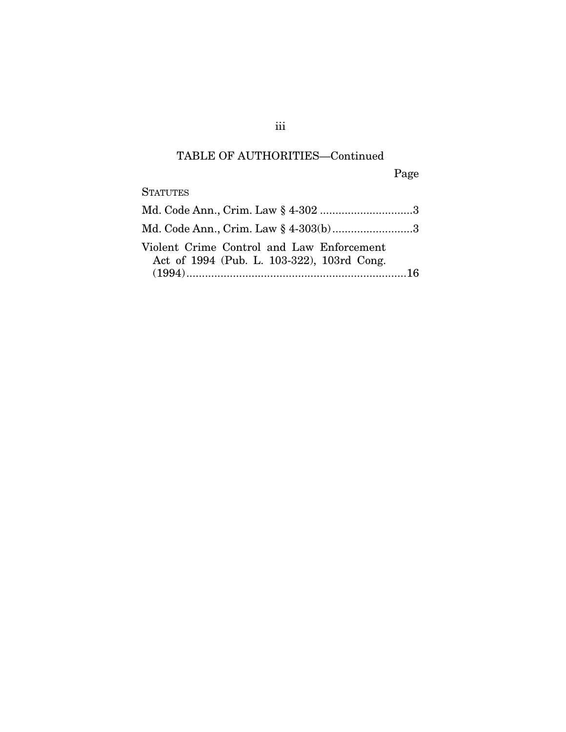## TABLE OF AUTHORITIES—Continued

Page

STATUTES

Md. Code Ann., Crim. Law § 4-302 ..............................3

Md. Code Ann., Crim. Law § 4-303(b)..........................3

Violent Crime Control and Law Enforcement Act of 1994 (Pub. L. 103-322), 103rd Cong. (1994).......................................................................16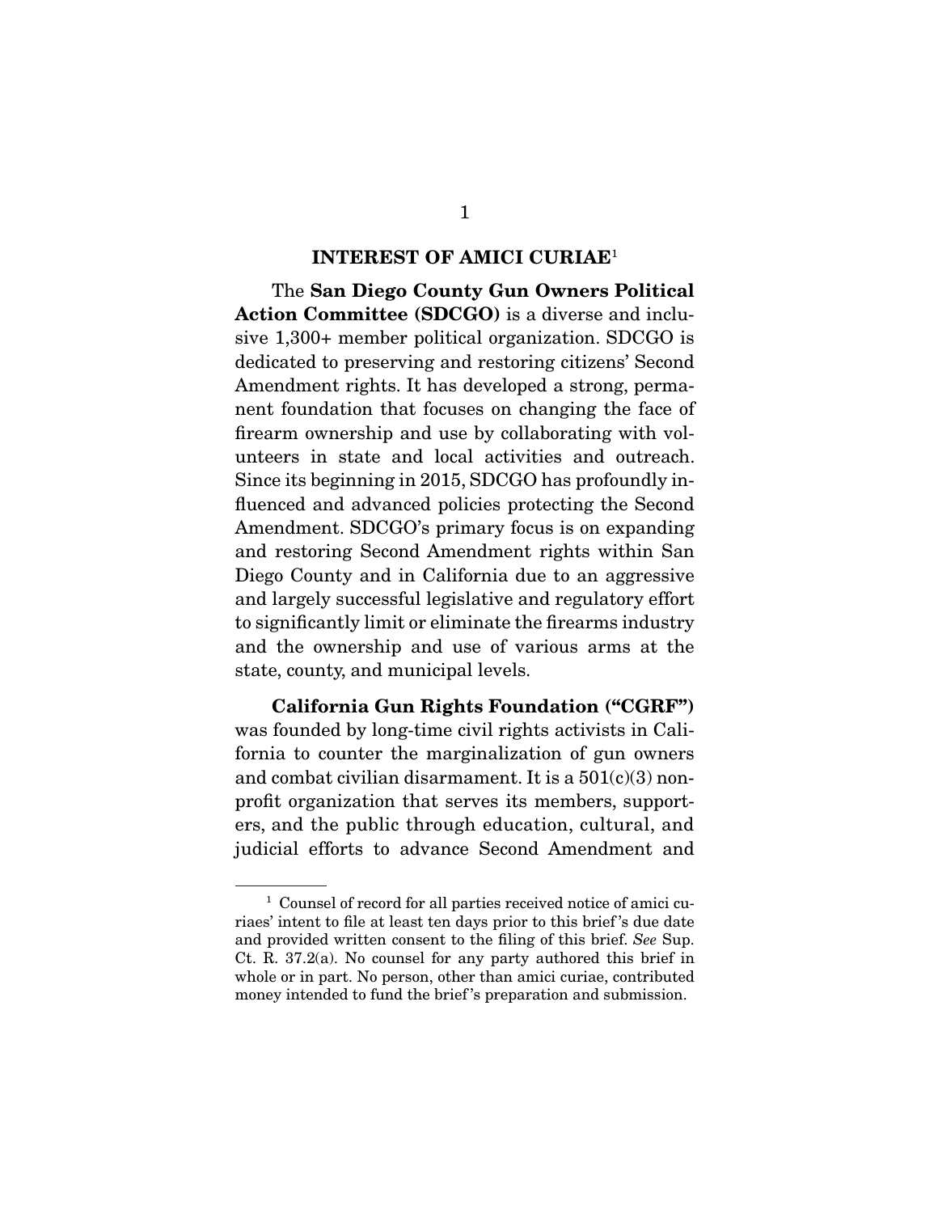## INTEREST OF AMICI CURIAE[1]

The **San Diego County Gun Owners Political Action Committee (SDCGO)** is a diverse and inclusive 1,300+ member political organization. SDCGO is dedicated to preserving and restoring citizens' Second Amendment rights. It has developed a strong, permanent foundation that focuses on changing the face of firearm ownership and use by collaborating with volunteers in state and local activities and outreach. Since its beginning in 2015, SDCGO has profoundly influenced and advanced policies protecting the Second Amendment. SDCGO's primary focus is on expanding and restoring Second Amendment rights within San Diego County and in California due to an aggressive and largely successful legislative and regulatory effort to significantly limit or eliminate the firearms industry and the ownership and use of various arms at the state, county, and municipal levels.

**California Gun Rights Foundation ("CGRF")** was founded by long-time civil rights activists in California to counter the marginalization of gun owners and combat civilian disarmament. It is a 501(c)(3) non-profit organization that serves its members, supporters, and the public through education, cultural, and judicial efforts to advance Second Amendment and

---

[1] Counsel of record for all parties received notice of amici curiaes' intent to file at least ten days prior to this brief's due date and provided written consent to the filing of this brief. *See* Sup. Ct. R. 37.2(a). No counsel for any party authored this brief in whole or in part. No person, other than amici curiae, contributed money intended to fund the brief's preparation and submission.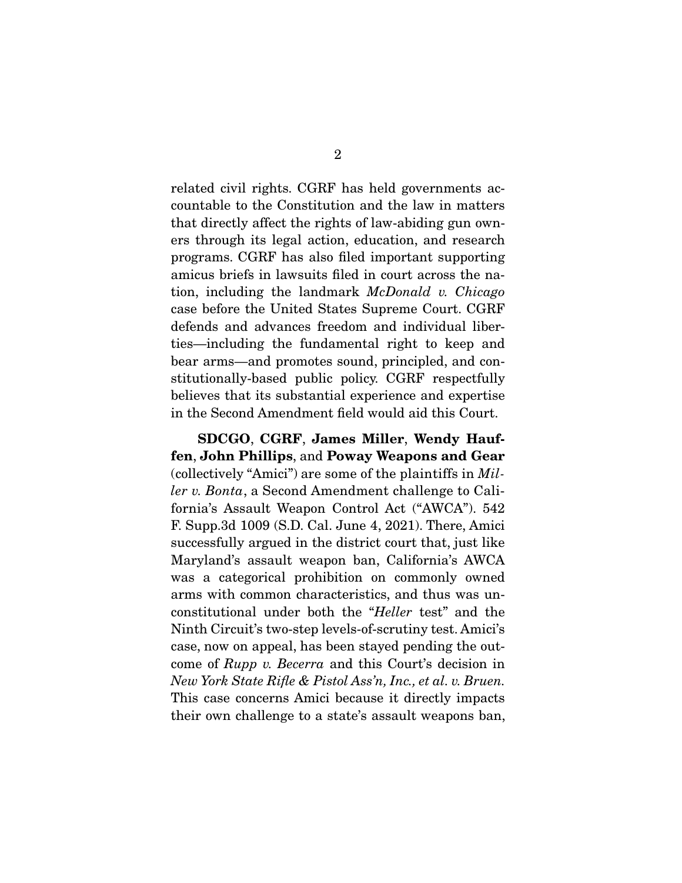related civil rights. CGRF has held governments accountable to the Constitution and the law in matters that directly affect the rights of law-abiding gun owners through its legal action, education, and research programs. CGRF has also filed important supporting amicus briefs in lawsuits filed in court across the nation, including the landmark *McDonald v. Chicago* case before the United States Supreme Court. CGRF defends and advances freedom and individual liberties—including the fundamental right to keep and bear arms—and promotes sound, principled, and constitutionally-based public policy. CGRF respectfully believes that its substantial experience and expertise in the Second Amendment field would aid this Court.

**SDCGO**, **CGRF**, **James Miller**, **Wendy Hauffen**, **John Phillips**, and **Poway Weapons and Gear** (collectively "Amici") are some of the plaintiffs in *Miller v. Bonta*, a Second Amendment challenge to California's Assault Weapon Control Act ("AWCA"). 542 F. Supp.3d 1009 (S.D. Cal. June 4, 2021). There, Amici successfully argued in the district court that, just like Maryland's assault weapon ban, California's AWCA was a categorical prohibition on commonly owned arms with common characteristics, and thus was unconstitutional under both the "*Heller* test" and the Ninth Circuit's two-step levels-of-scrutiny test. Amici's case, now on appeal, has been stayed pending the outcome of *Rupp v. Becerra* and this Court's decision in *New York State Rifle & Pistol Ass'n, Inc., et al. v. Bruen*. This case concerns Amici because it directly impacts their own challenge to a state's assault weapons ban,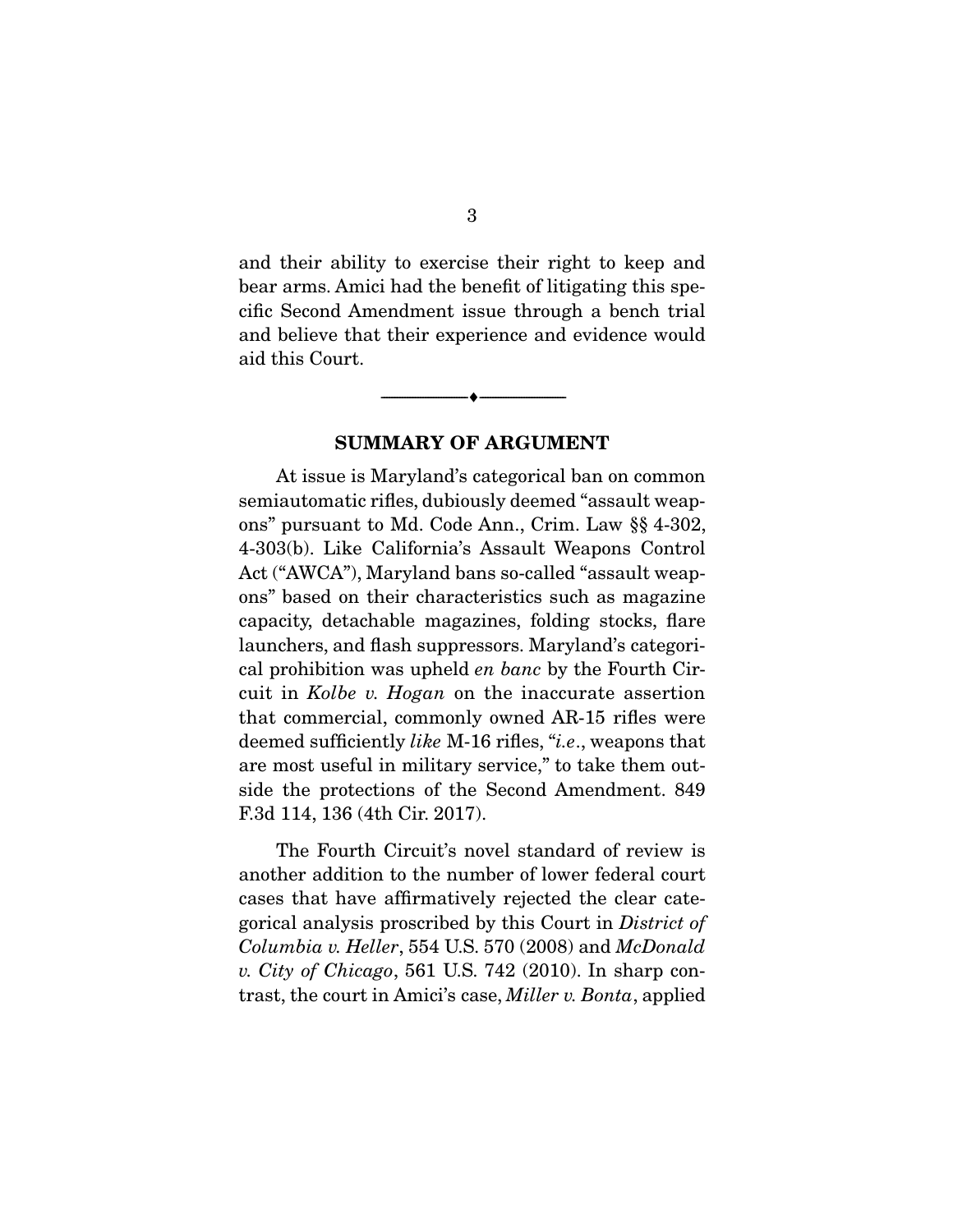and their ability to exercise their right to keep and bear arms. Amici had the benefit of litigating this specific Second Amendment issue through a bench trial and believe that their experience and evidence would aid this Court.

---

## SUMMARY OF ARGUMENT

At issue is Maryland's categorical ban on common semiautomatic rifles, dubiously deemed "assault weapons" pursuant to Md. Code Ann., Crim. Law §§ 4-302, 4-303(b). Like California's Assault Weapons Control Act ("AWCA"), Maryland bans so-called "assault weapons" based on their characteristics such as magazine capacity, detachable magazines, folding stocks, flare launchers, and flash suppressors. Maryland's categorical prohibition was upheld *en banc* by the Fourth Circuit in *Kolbe v. Hogan* on the inaccurate assertion that commercial, commonly owned AR-15 rifles were deemed sufficiently *like* M-16 rifles, "*i.e*., weapons that are most useful in military service," to take them outside the protections of the Second Amendment. 849 F.3d 114, 136 (4th Cir. 2017).

The Fourth Circuit's novel standard of review is another addition to the number of lower federal court cases that have affirmatively rejected the clear categorical analysis proscribed by this Court in *District of Columbia v. Heller*, 554 U.S. 570 (2008) and *McDonald v. City of Chicago*, 561 U.S. 742 (2010). In sharp contrast, the court in Amici's case, *Miller v. Bonta*, applied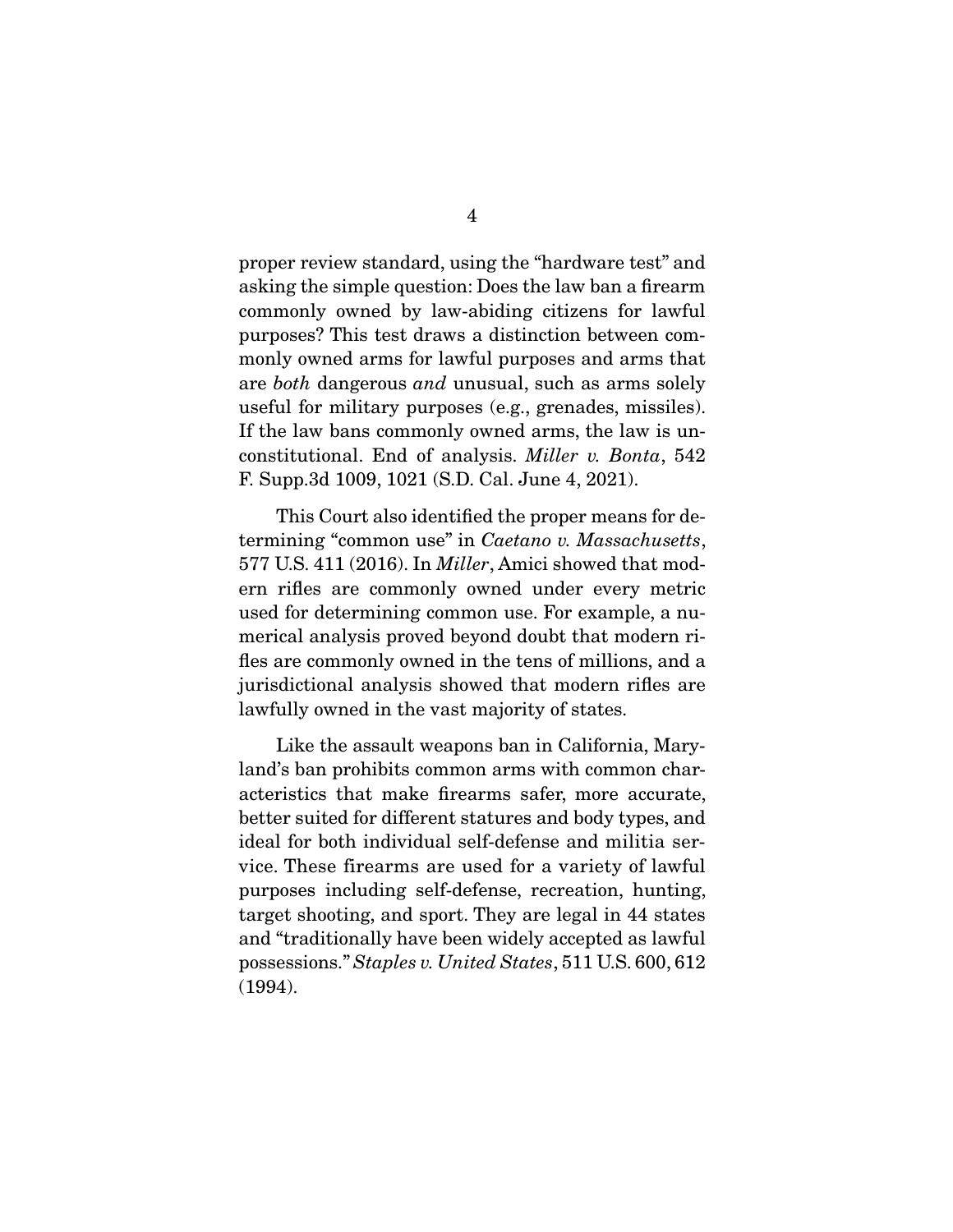proper review standard, using the "hardware test" and asking the simple question: Does the law ban a firearm commonly owned by law-abiding citizens for lawful purposes? This test draws a distinction between commonly owned arms for lawful purposes and arms that are *both* dangerous *and* unusual, such as arms solely useful for military purposes (e.g., grenades, missiles). If the law bans commonly owned arms, the law is unconstitutional. End of analysis. *Miller v. Bonta*, 542 F. Supp.3d 1009, 1021 (S.D. Cal. June 4, 2021).

This Court also identified the proper means for determining "common use" in *Caetano v. Massachusetts*, 577 U.S. 411 (2016). In *Miller*, Amici showed that modern rifles are commonly owned under every metric used for determining common use. For example, a numerical analysis proved beyond doubt that modern rifles are commonly owned in the tens of millions, and a jurisdictional analysis showed that modern rifles are lawfully owned in the vast majority of states.

Like the assault weapons ban in California, Maryland's ban prohibits common arms with common characteristics that make firearms safer, more accurate, better suited for different statures and body types, and ideal for both individual self-defense and militia service. These firearms are used for a variety of lawful purposes including self-defense, recreation, hunting, target shooting, and sport. They are legal in 44 states and "traditionally have been widely accepted as lawful possessions." *Staples v. United States*, 511 U.S. 600, 612 (1994).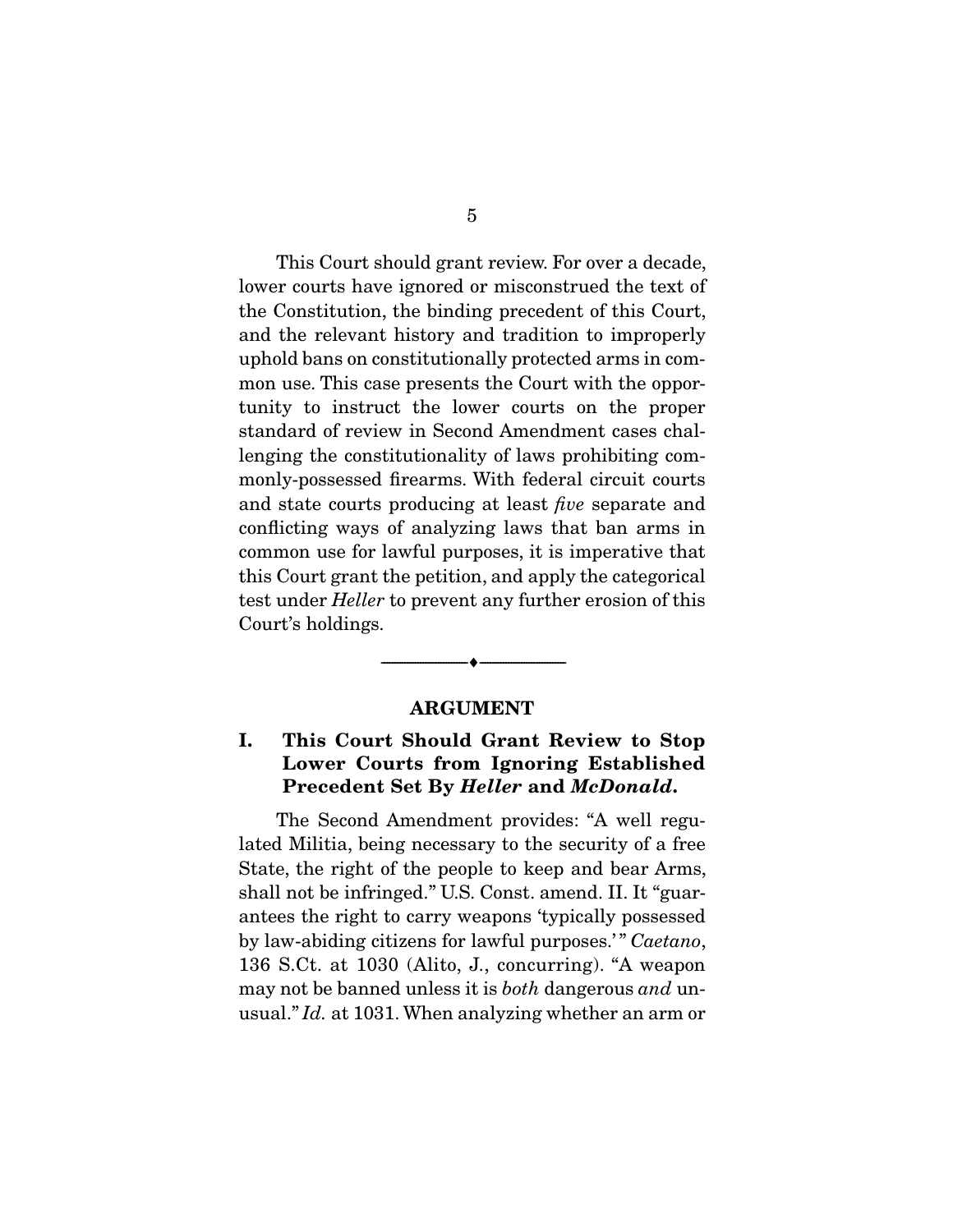This Court should grant review. For over a decade, lower courts have ignored or misconstrued the text of the Constitution, the binding precedent of this Court, and the relevant history and tradition to improperly uphold bans on constitutionally protected arms in common use. This case presents the Court with the opportunity to instruct the lower courts on the proper standard of review in Second Amendment cases challenging the constitutionality of laws prohibiting commonly-possessed firearms. With federal circuit courts and state courts producing at least *five* separate and conflicting ways of analyzing laws that ban arms in common use for lawful purposes, it is imperative that this Court grant the petition, and apply the categorical test under *Heller* to prevent any further erosion of this Court's holdings.

---

## ARGUMENT

### I. This Court Should Grant Review to Stop Lower Courts from Ignoring Established Precedent Set By *Heller* and *McDonald*.

The Second Amendment provides: "A well regulated Militia, being necessary to the security of a free State, the right of the people to keep and bear Arms, shall not be infringed." U.S. Const. amend. II. It "guarantees the right to carry weapons 'typically possessed by law-abiding citizens for lawful purposes.'" *Caetano*, 136 S.Ct. at 1030 (Alito, J., concurring). "A weapon may not be banned unless it is *both* dangerous *and* unusual." *Id.* at 1031. When analyzing whether an arm or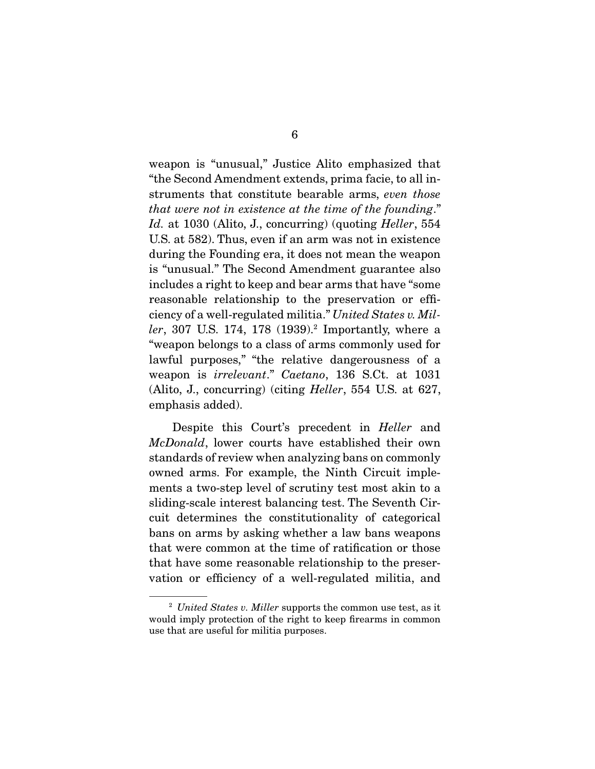weapon is "unusual," Justice Alito emphasized that "the Second Amendment extends, prima facie, to all instruments that constitute bearable arms, *even those that were not in existence at the time of the founding*." *Id.* at 1030 (Alito, J., concurring) (quoting *Heller*, 554 U.S. at 582). Thus, even if an arm was not in existence during the Founding era, it does not mean the weapon is "unusual." The Second Amendment guarantee also includes a right to keep and bear arms that have "some reasonable relationship to the preservation or efficiency of a well-regulated militia." *United States v. Miller*, 307 U.S. 174, 178 (1939).[2] Importantly, where a "weapon belongs to a class of arms commonly used for lawful purposes," "the relative dangerousness of a weapon is *irrelevant*." *Caetano*, 136 S.Ct. at 1031 (Alito, J., concurring) (citing *Heller*, 554 U.S. at 627, emphasis added).

Despite this Court's precedent in *Heller* and *McDonald*, lower courts have established their own standards of review when analyzing bans on commonly owned arms. For example, the Ninth Circuit implements a two-step level of scrutiny test most akin to a sliding-scale interest balancing test. The Seventh Circuit determines the constitutionality of categorical bans on arms by asking whether a law bans weapons that were common at the time of ratification or those that have some reasonable relationship to the preservation or efficiency of a well-regulated militia, and

---

[2] *United States v. Miller* supports the common use test, as it would imply protection of the right to keep firearms in common use that are useful for militia purposes.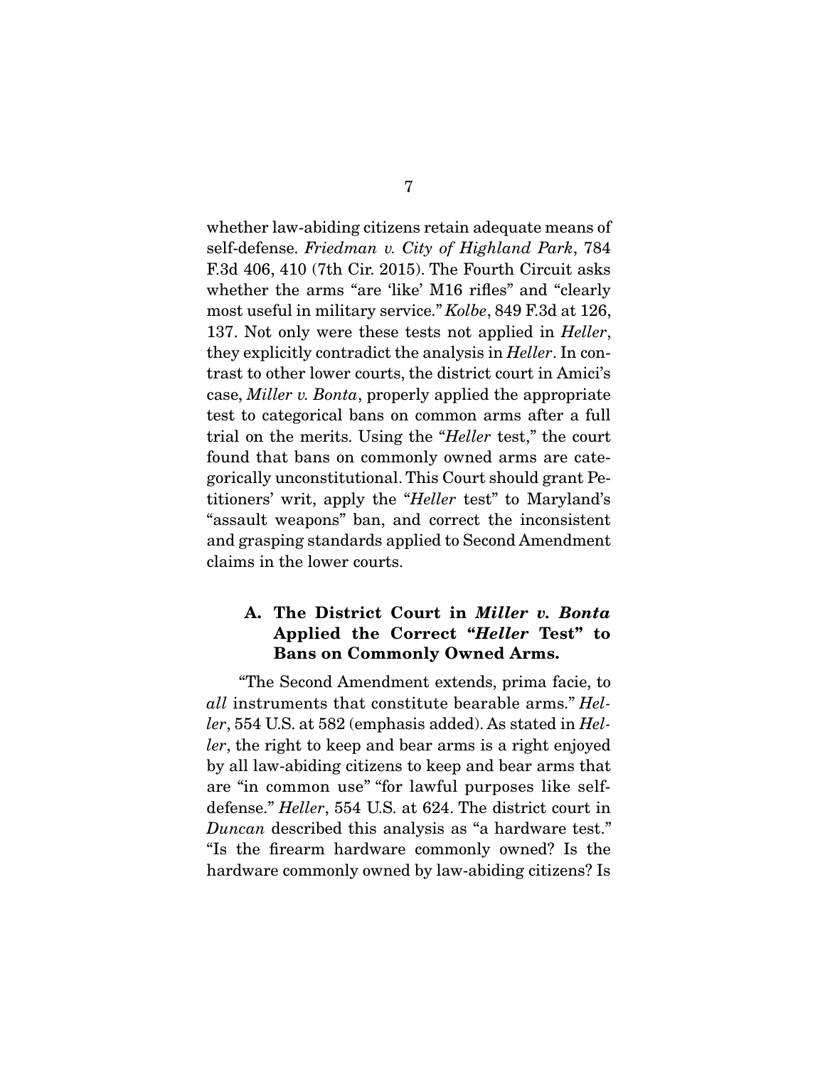whether law-abiding citizens retain adequate means of self-defense. *Friedman v. City of Highland Park*, 784 F.3d 406, 410 (7th Cir. 2015). The Fourth Circuit asks whether the arms "are 'like' M16 rifles" and "clearly most useful in military service." *Kolbe*, 849 F.3d at 126, 137. Not only were these tests not applied in *Heller*, they explicitly contradict the analysis in *Heller*. In contrast to other lower courts, the district court in Amici's case, *Miller v. Bonta*, properly applied the appropriate test to categorical bans on common arms after a full trial on the merits. Using the "*Heller* test," the court found that bans on commonly owned arms are categorically unconstitutional. This Court should grant Petitioners' writ, apply the "*Heller* test" to Maryland's "assault weapons" ban, and correct the inconsistent and grasping standards applied to Second Amendment claims in the lower courts.

### A. The District Court in *Miller v. Bonta* Applied the Correct "*Heller* Test" to Bans on Commonly Owned Arms.

"The Second Amendment extends, prima facie, to *all* instruments that constitute bearable arms." *Heller*, 554 U.S. at 582 (emphasis added). As stated in *Heller*, the right to keep and bear arms is a right enjoyed by all law-abiding citizens to keep and bear arms that are "in common use" "for lawful purposes like self-defense." *Heller*, 554 U.S. at 624. The district court in *Duncan* described this analysis as "a hardware test." "Is the firearm hardware commonly owned? Is the hardware commonly owned by law-abiding citizens? Is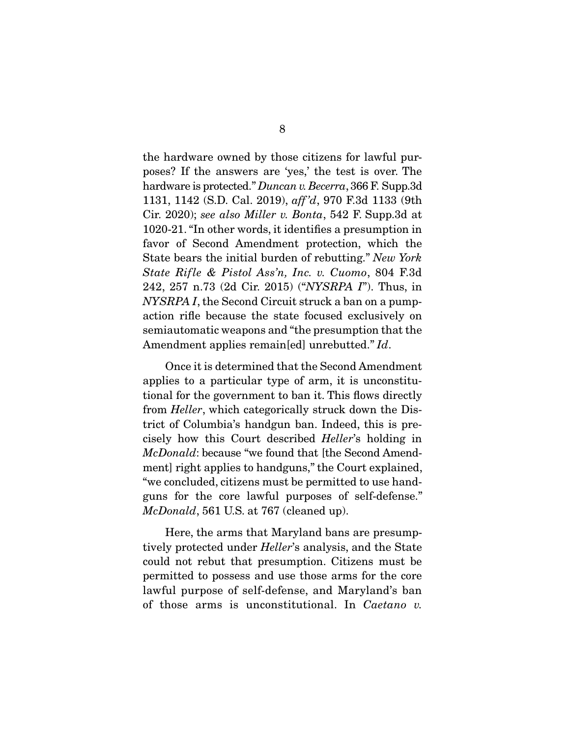the hardware owned by those citizens for lawful purposes? If the answers are 'yes,' the test is over. The hardware is protected." *Duncan v. Becerra*, 366 F. Supp.3d 1131, 1142 (S.D. Cal. 2019), *aff'd*, 970 F.3d 1133 (9th Cir. 2020); *see also Miller v. Bonta*, 542 F. Supp.3d at 1020-21. "In other words, it identifies a presumption in favor of Second Amendment protection, which the State bears the initial burden of rebutting." *New York State Rifle & Pistol Ass'n, Inc. v. Cuomo*, 804 F.3d 242, 257 n.73 (2d Cir. 2015) ("*NYSRPA I*"). Thus, in *NYSRPA I*, the Second Circuit struck a ban on a pump-action rifle because the state focused exclusively on semiautomatic weapons and "the presumption that the Amendment applies remain[ed] unrebutted." *Id*.

Once it is determined that the Second Amendment applies to a particular type of arm, it is unconstitutional for the government to ban it. This flows directly from *Heller*, which categorically struck down the District of Columbia's handgun ban. Indeed, this is precisely how this Court described *Heller*'s holding in *McDonald*: because "we found that [the Second Amendment] right applies to handguns," the Court explained, "we concluded, citizens must be permitted to use handguns for the core lawful purposes of self-defense." *McDonald*, 561 U.S. at 767 (cleaned up).

Here, the arms that Maryland bans are presumptively protected under *Heller*'s analysis, and the State could not rebut that presumption. Citizens must be permitted to possess and use those arms for the core lawful purpose of self-defense, and Maryland's ban of those arms is unconstitutional. In *Caetano v.*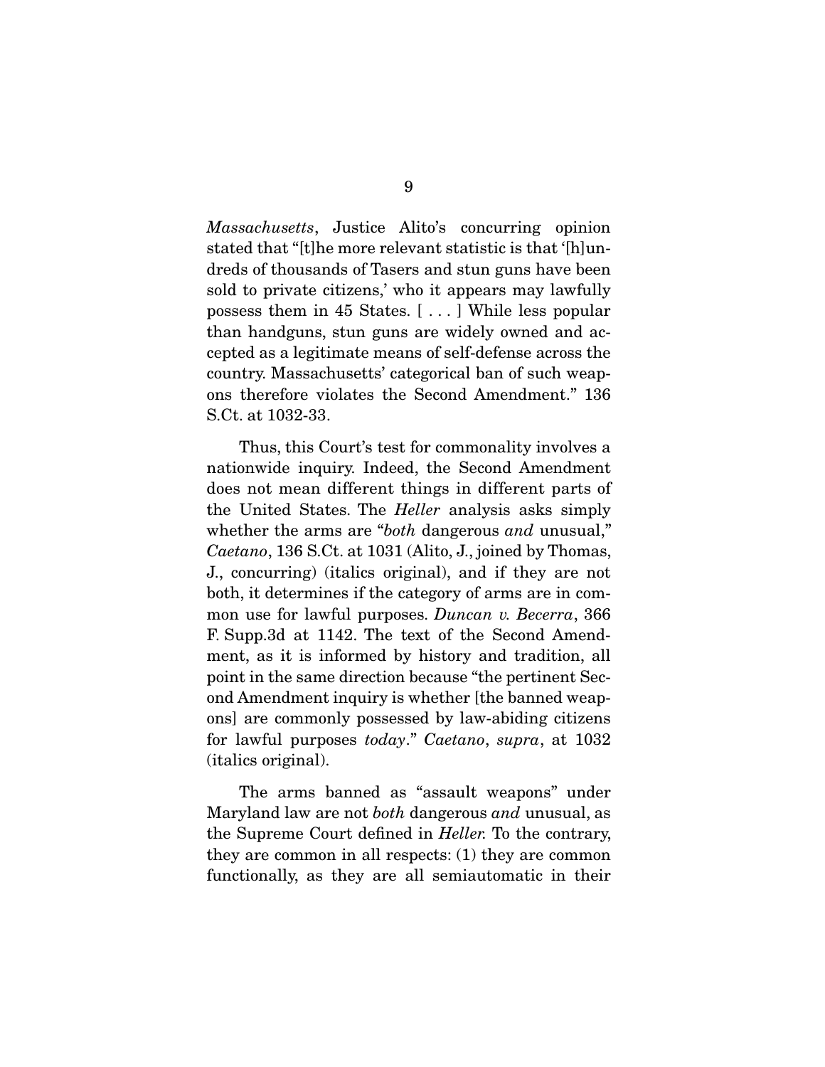*Massachusetts*, Justice Alito's concurring opinion stated that "[t]he more relevant statistic is that '[h]undreds of thousands of Tasers and stun guns have been sold to private citizens,' who it appears may lawfully possess them in 45 States. [ . . . ] While less popular than handguns, stun guns are widely owned and accepted as a legitimate means of self-defense across the country. Massachusetts' categorical ban of such weapons therefore violates the Second Amendment." 136 S.Ct. at 1032-33.

Thus, this Court's test for commonality involves a nationwide inquiry. Indeed, the Second Amendment does not mean different things in different parts of the United States. The *Heller* analysis asks simply whether the arms are "*both* dangerous *and* unusual," *Caetano*, 136 S.Ct. at 1031 (Alito, J., joined by Thomas, J., concurring) (italics original), and if they are not both, it determines if the category of arms are in common use for lawful purposes. *Duncan v. Becerra*, 366 F. Supp.3d at 1142. The text of the Second Amendment, as it is informed by history and tradition, all point in the same direction because "the pertinent Second Amendment inquiry is whether [the banned weapons] are commonly possessed by law-abiding citizens for lawful purposes *today*." *Caetano*, *supra*, at 1032 (italics original).

The arms banned as "assault weapons" under Maryland law are not *both* dangerous *and* unusual, as the Supreme Court defined in *Heller.* To the contrary, they are common in all respects: (1) they are common functionally, as they are all semiautomatic in their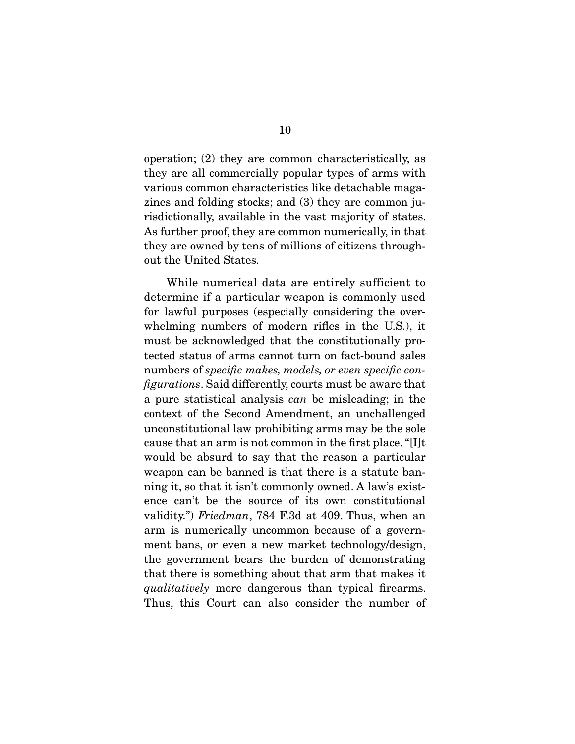operation; (2) they are common characteristically, as they are all commercially popular types of arms with various common characteristics like detachable magazines and folding stocks; and (3) they are common jurisdictionally, available in the vast majority of states. As further proof, they are common numerically, in that they are owned by tens of millions of citizens throughout the United States.

While numerical data are entirely sufficient to determine if a particular weapon is commonly used for lawful purposes (especially considering the overwhelming numbers of modern rifles in the U.S.), it must be acknowledged that the constitutionally protected status of arms cannot turn on fact-bound sales numbers of *specific makes, models, or even specific configurations*. Said differently, courts must be aware that a pure statistical analysis *can* be misleading; in the context of the Second Amendment, an unchallenged unconstitutional law prohibiting arms may be the sole cause that an arm is not common in the first place. "[I]t would be absurd to say that the reason a particular weapon can be banned is that there is a statute banning it, so that it isn't commonly owned. A law's existence can't be the source of its own constitutional validity.") *Friedman*, 784 F.3d at 409. Thus, when an arm is numerically uncommon because of a government bans, or even a new market technology/design, the government bears the burden of demonstrating that there is something about that arm that makes it *qualitatively* more dangerous than typical firearms. Thus, this Court can also consider the number of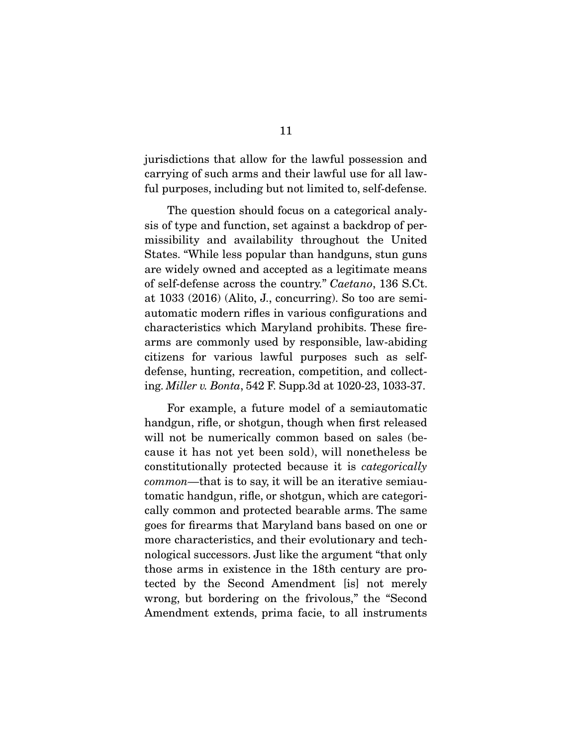jurisdictions that allow for the lawful possession and carrying of such arms and their lawful use for all lawful purposes, including but not limited to, self-defense.

The question should focus on a categorical analysis of type and function, set against a backdrop of permissibility and availability throughout the United States. "While less popular than handguns, stun guns are widely owned and accepted as a legitimate means of self-defense across the country." *Caetano*, 136 S.Ct. at 1033 (2016) (Alito, J., concurring). So too are semiautomatic modern rifles in various configurations and characteristics which Maryland prohibits. These firearms are commonly used by responsible, law-abiding citizens for various lawful purposes such as self-defense, hunting, recreation, competition, and collecting. *Miller v. Bonta*, 542 F. Supp.3d at 1020-23, 1033-37.

For example, a future model of a semiautomatic handgun, rifle, or shotgun, though when first released will not be numerically common based on sales (because it has not yet been sold), will nonetheless be constitutionally protected because it is *categorically common*—that is to say, it will be an iterative semiautomatic handgun, rifle, or shotgun, which are categorically common and protected bearable arms. The same goes for firearms that Maryland bans based on one or more characteristics, and their evolutionary and technological successors. Just like the argument "that only those arms in existence in the 18th century are protected by the Second Amendment [is] not merely wrong, but bordering on the frivolous," the "Second Amendment extends, prima facie, to all instruments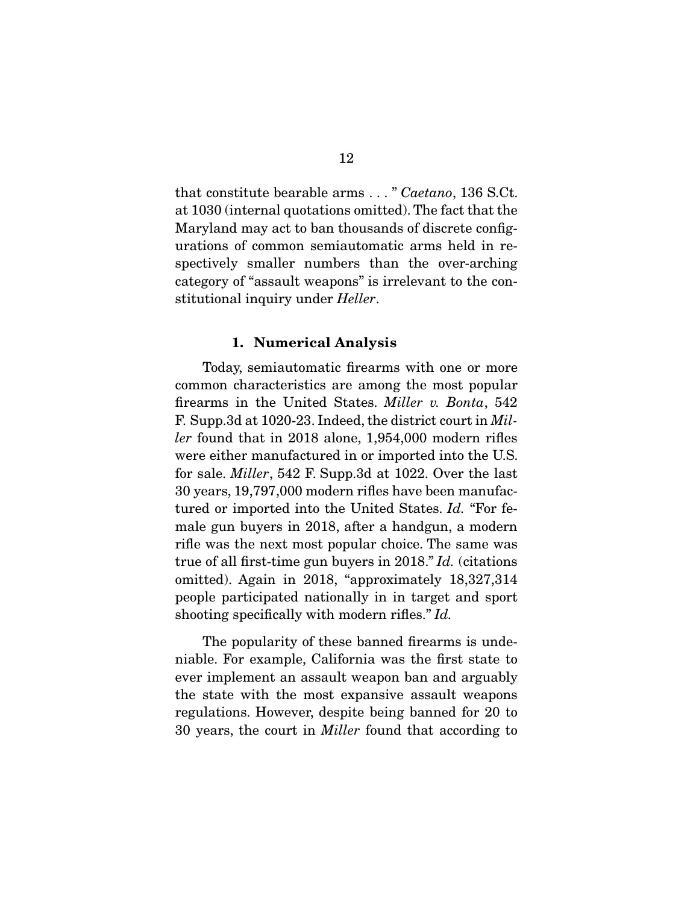that constitute bearable arms . . . " *Caetano*, 136 S.Ct. at 1030 (internal quotations omitted). The fact that the Maryland may act to ban thousands of discrete configurations of common semiautomatic arms held in respectively smaller numbers than the over-arching category of "assault weapons" is irrelevant to the constitutional inquiry under *Heller*.

### 1. Numerical Analysis

Today, semiautomatic firearms with one or more common characteristics are among the most popular firearms in the United States. *Miller v. Bonta*, 542 F. Supp.3d at 1020-23. Indeed, the district court in *Miller* found that in 2018 alone, 1,954,000 modern rifles were either manufactured in or imported into the U.S. for sale. *Miller*, 542 F. Supp.3d at 1022. Over the last 30 years, 19,797,000 modern rifles have been manufactured or imported into the United States. *Id.* "For female gun buyers in 2018, after a handgun, a modern rifle was the next most popular choice. The same was true of all first-time gun buyers in 2018." *Id.* (citations omitted). Again in 2018, "approximately 18,327,314 people participated nationally in in target and sport shooting specifically with modern rifles." *Id.*

The popularity of these banned firearms is undeniable. For example, California was the first state to ever implement an assault weapon ban and arguably the state with the most expansive assault weapons regulations. However, despite being banned for 20 to 30 years, the court in *Miller* found that according to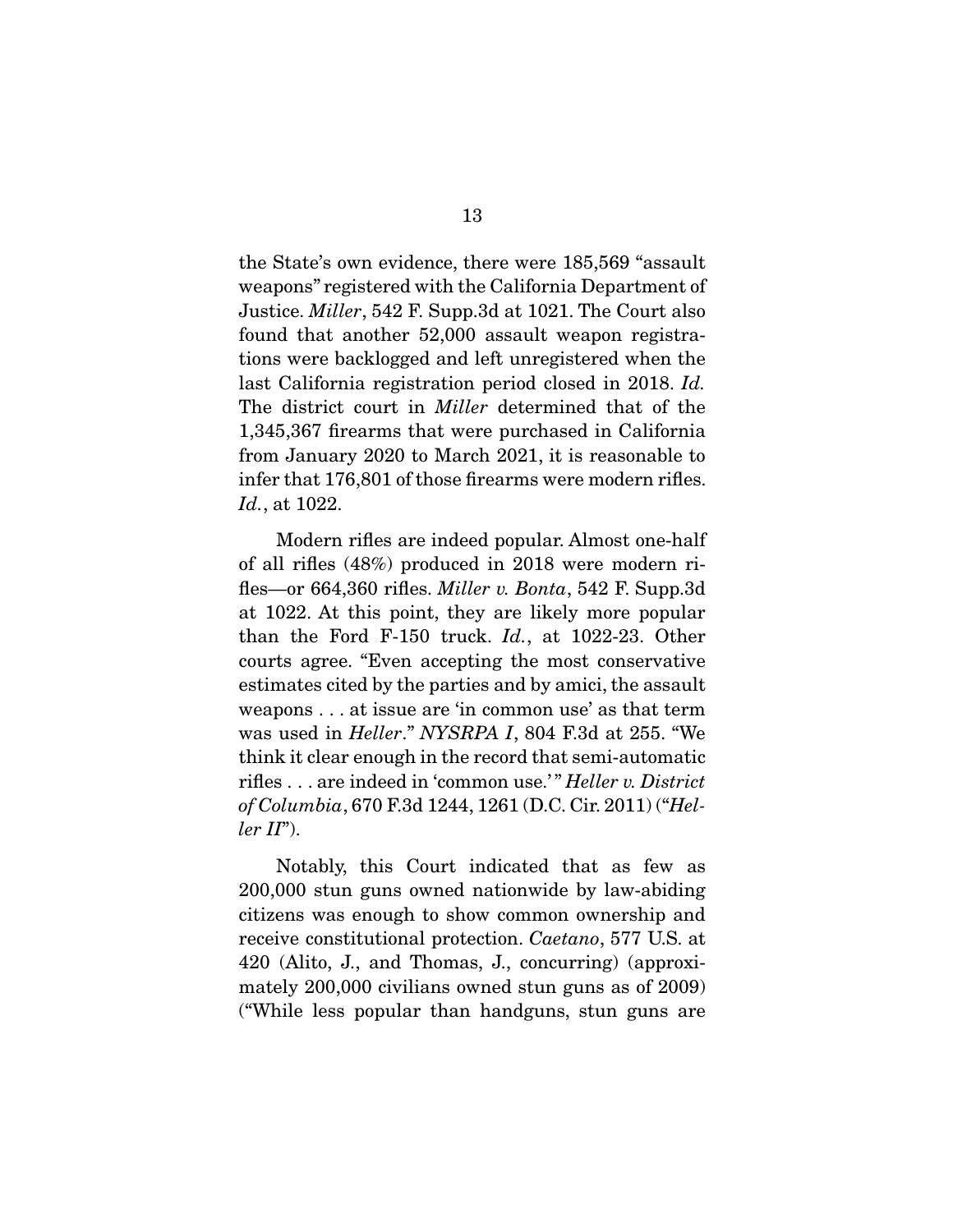the State's own evidence, there were 185,569 "assault weapons" registered with the California Department of Justice. *Miller*, 542 F. Supp.3d at 1021. The Court also found that another 52,000 assault weapon registrations were backlogged and left unregistered when the last California registration period closed in 2018. *Id.* The district court in *Miller* determined that of the 1,345,367 firearms that were purchased in California from January 2020 to March 2021, it is reasonable to infer that 176,801 of those firearms were modern rifles. *Id.*, at 1022.

Modern rifles are indeed popular. Almost one-half of all rifles (48%) produced in 2018 were modern rifles—or 664,360 rifles. *Miller v. Bonta*, 542 F. Supp.3d at 1022. At this point, they are likely more popular than the Ford F-150 truck. *Id.*, at 1022-23. Other courts agree. "Even accepting the most conservative estimates cited by the parties and by amici, the assault weapons . . . at issue are 'in common use' as that term was used in *Heller*." *NYSRPA I*, 804 F.3d at 255. "We think it clear enough in the record that semi-automatic rifles . . . are indeed in 'common use.'" *Heller v. District of Columbia*, 670 F.3d 1244, 1261 (D.C. Cir. 2011) ("*Heller II*").

Notably, this Court indicated that as few as 200,000 stun guns owned nationwide by law-abiding citizens was enough to show common ownership and receive constitutional protection. *Caetano*, 577 U.S. at 420 (Alito, J., and Thomas, J., concurring) (approximately 200,000 civilians owned stun guns as of 2009) ("While less popular than handguns, stun guns are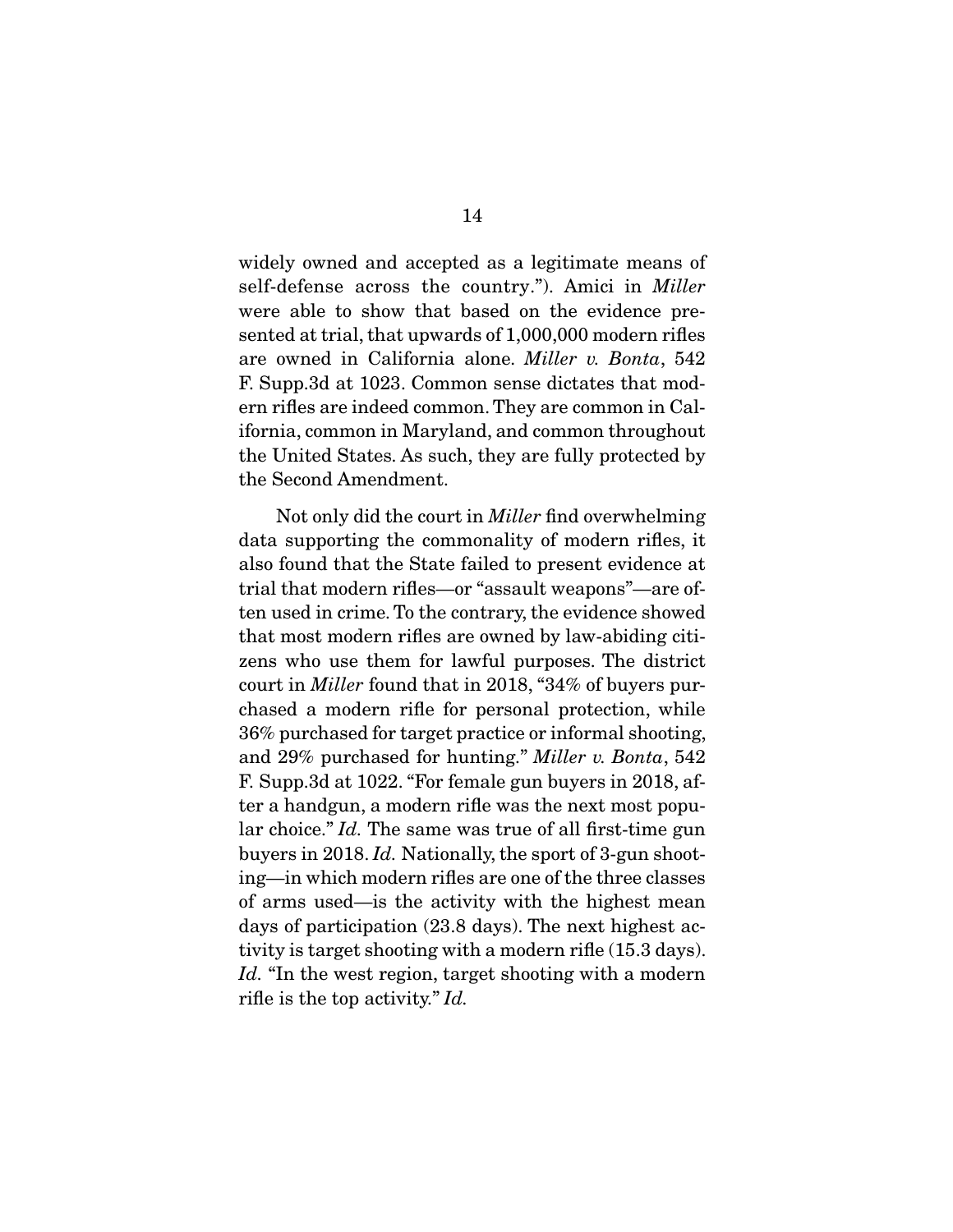widely owned and accepted as a legitimate means of self-defense across the country."). Amici in *Miller* were able to show that based on the evidence presented at trial, that upwards of 1,000,000 modern rifles are owned in California alone. *Miller v. Bonta*, 542 F. Supp.3d at 1023. Common sense dictates that modern rifles are indeed common. They are common in California, common in Maryland, and common throughout the United States. As such, they are fully protected by the Second Amendment.

Not only did the court in *Miller* find overwhelming data supporting the commonality of modern rifles, it also found that the State failed to present evidence at trial that modern rifles—or "assault weapons"—are often used in crime. To the contrary, the evidence showed that most modern rifles are owned by law-abiding citizens who use them for lawful purposes. The district court in *Miller* found that in 2018, "34% of buyers purchased a modern rifle for personal protection, while 36% purchased for target practice or informal shooting, and 29% purchased for hunting." *Miller v. Bonta*, 542 F. Supp.3d at 1022. "For female gun buyers in 2018, after a handgun, a modern rifle was the next most popular choice." *Id.* The same was true of all first-time gun buyers in 2018. *Id.* Nationally, the sport of 3-gun shooting—in which modern rifles are one of the three classes of arms used—is the activity with the highest mean days of participation (23.8 days). The next highest activity is target shooting with a modern rifle (15.3 days). *Id.* "In the west region, target shooting with a modern rifle is the top activity." *Id.*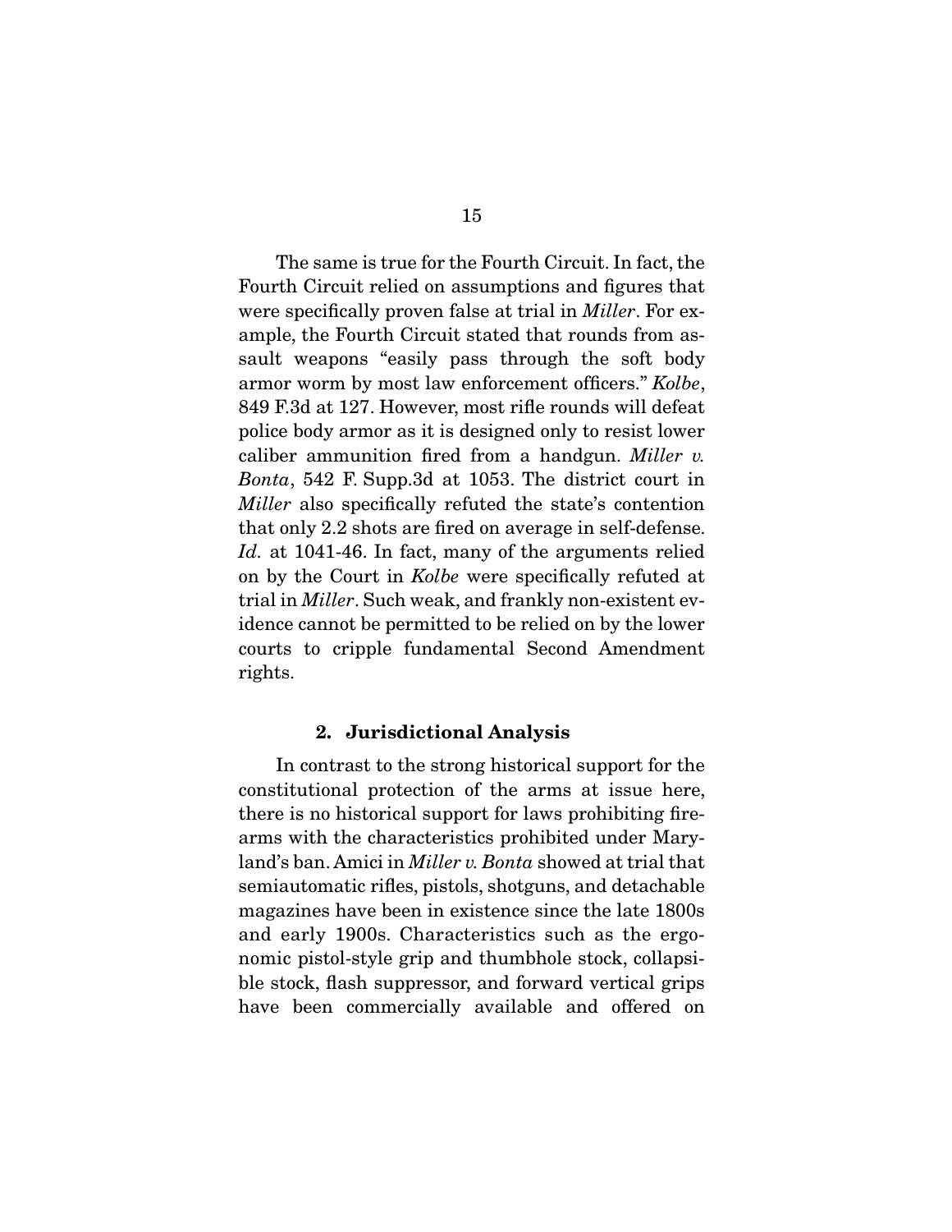The same is true for the Fourth Circuit. In fact, the Fourth Circuit relied on assumptions and figures that were specifically proven false at trial in *Miller*. For example, the Fourth Circuit stated that rounds from assault weapons "easily pass through the soft body armor worm by most law enforcement officers." *Kolbe*, 849 F.3d at 127. However, most rifle rounds will defeat police body armor as it is designed only to resist lower caliber ammunition fired from a handgun. *Miller v. Bonta*, 542 F. Supp.3d at 1053. The district court in *Miller* also specifically refuted the state's contention that only 2.2 shots are fired on average in self-defense. *Id.* at 1041-46. In fact, many of the arguments relied on by the Court in *Kolbe* were specifically refuted at trial in *Miller*. Such weak, and frankly non-existent evidence cannot be permitted to be relied on by the lower courts to cripple fundamental Second Amendment rights.

### 2. Jurisdictional Analysis

In contrast to the strong historical support for the constitutional protection of the arms at issue here, there is no historical support for laws prohibiting firearms with the characteristics prohibited under Maryland's ban. Amici in *Miller v. Bonta* showed at trial that semiautomatic rifles, pistols, shotguns, and detachable magazines have been in existence since the late 1800s and early 1900s. Characteristics such as the ergonomic pistol-style grip and thumbhole stock, collapsible stock, flash suppressor, and forward vertical grips have been commercially available and offered on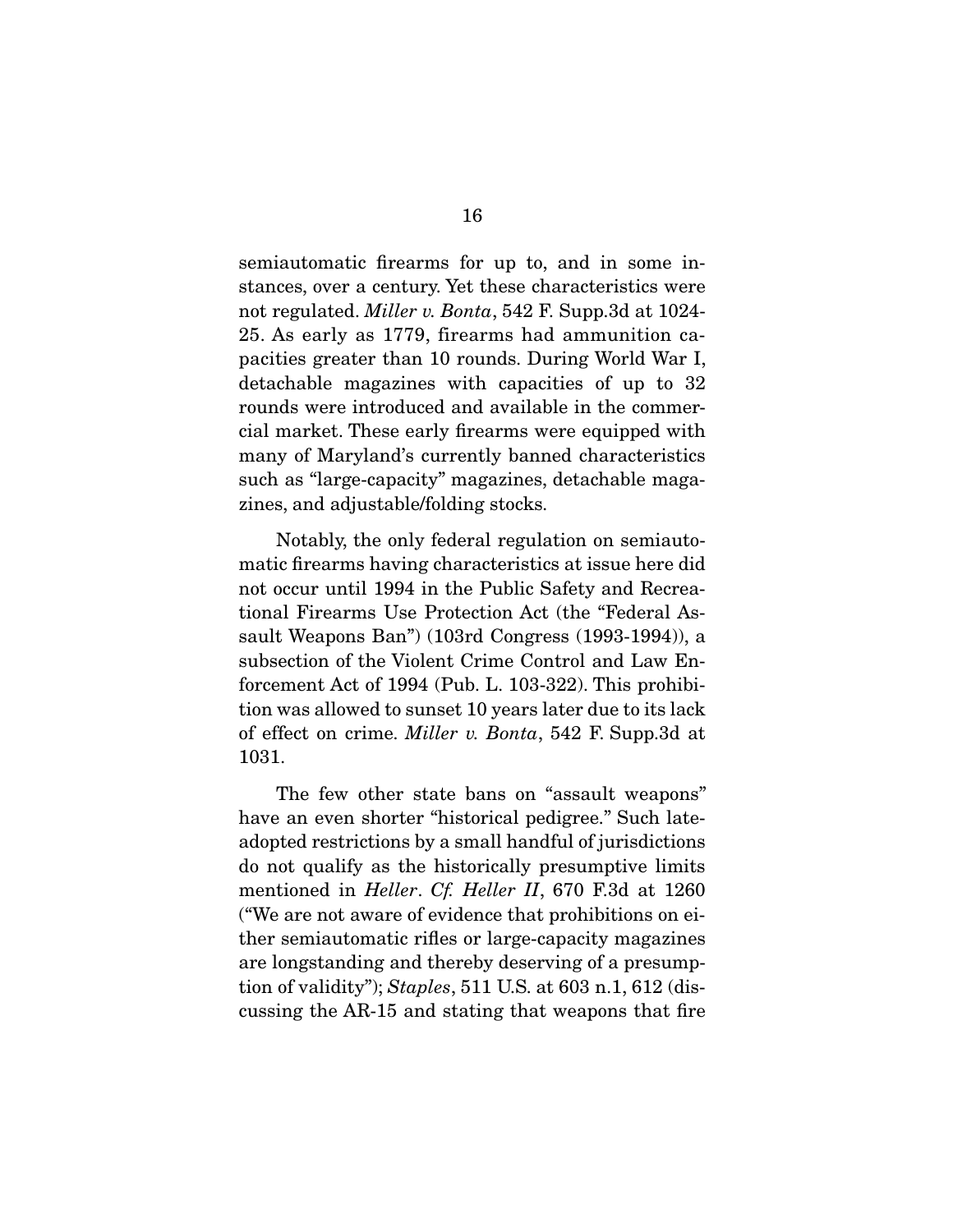semiautomatic firearms for up to, and in some instances, over a century. Yet these characteristics were not regulated. *Miller v. Bonta*, 542 F. Supp.3d at 1024-25. As early as 1779, firearms had ammunition capacities greater than 10 rounds. During World War I, detachable magazines with capacities of up to 32 rounds were introduced and available in the commercial market. These early firearms were equipped with many of Maryland's currently banned characteristics such as "large-capacity" magazines, detachable magazines, and adjustable/folding stocks.

Notably, the only federal regulation on semiautomatic firearms having characteristics at issue here did not occur until 1994 in the Public Safety and Recreational Firearms Use Protection Act (the "Federal Assault Weapons Ban") (103rd Congress (1993-1994)), a subsection of the Violent Crime Control and Law Enforcement Act of 1994 (Pub. L. 103-322). This prohibition was allowed to sunset 10 years later due to its lack of effect on crime. *Miller v. Bonta*, 542 F. Supp.3d at 1031.

The few other state bans on "assault weapons" have an even shorter "historical pedigree." Such late-adopted restrictions by a small handful of jurisdictions do not qualify as the historically presumptive limits mentioned in *Heller*. *Cf. Heller II*, 670 F.3d at 1260 ("We are not aware of evidence that prohibitions on either semiautomatic rifles or large-capacity magazines are longstanding and thereby deserving of a presumption of validity"); *Staples*, 511 U.S. at 603 n.1, 612 (discussing the AR-15 and stating that weapons that fire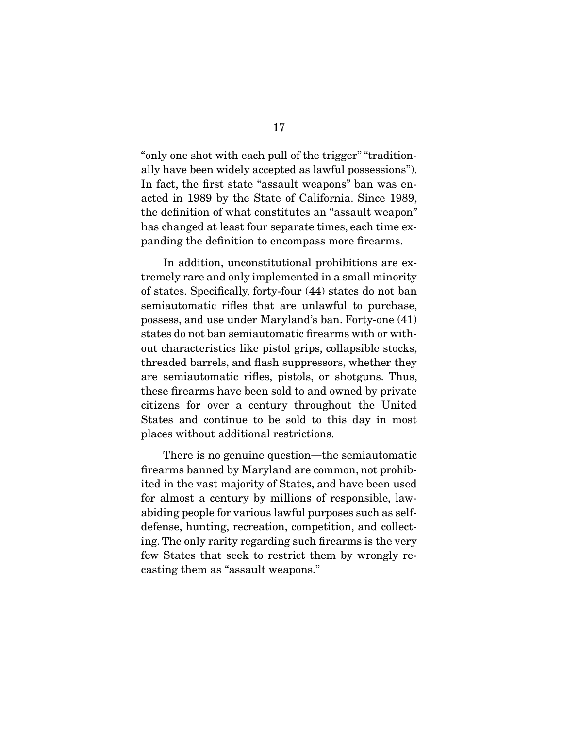"only one shot with each pull of the trigger" "traditionally have been widely accepted as lawful possessions"). In fact, the first state "assault weapons" ban was enacted in 1989 by the State of California. Since 1989, the definition of what constitutes an "assault weapon" has changed at least four separate times, each time expanding the definition to encompass more firearms.

In addition, unconstitutional prohibitions are extremely rare and only implemented in a small minority of states. Specifically, forty-four (44) states do not ban semiautomatic rifles that are unlawful to purchase, possess, and use under Maryland's ban. Forty-one (41) states do not ban semiautomatic firearms with or without characteristics like pistol grips, collapsible stocks, threaded barrels, and flash suppressors, whether they are semiautomatic rifles, pistols, or shotguns. Thus, these firearms have been sold to and owned by private citizens for over a century throughout the United States and continue to be sold to this day in most places without additional restrictions.

There is no genuine question—the semiautomatic firearms banned by Maryland are common, not prohibited in the vast majority of States, and have been used for almost a century by millions of responsible, law-abiding people for various lawful purposes such as self-defense, hunting, recreation, competition, and collecting. The only rarity regarding such firearms is the very few States that seek to restrict them by wrongly recasting them as "assault weapons."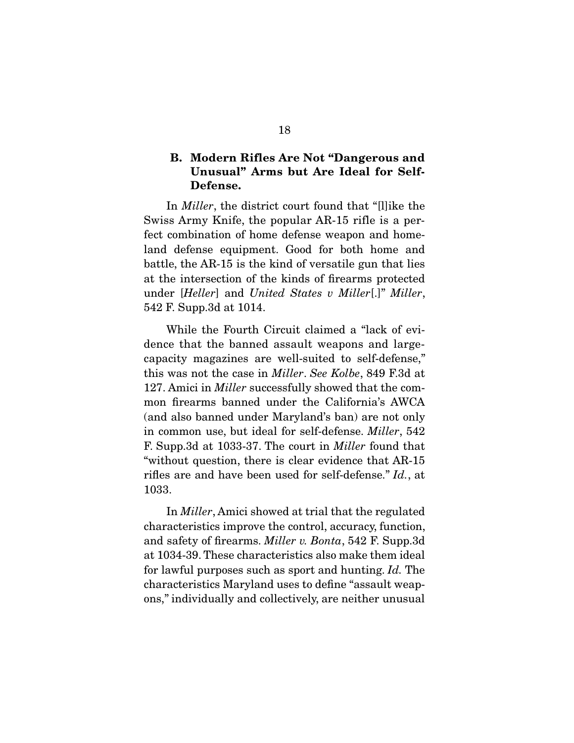### B. Modern Rifles Are Not "Dangerous and Unusual" Arms but Are Ideal for Self-Defense.

In *Miller*, the district court found that "[l]ike the Swiss Army Knife, the popular AR-15 rifle is a perfect combination of home defense weapon and homeland defense equipment. Good for both home and battle, the AR-15 is the kind of versatile gun that lies at the intersection of the kinds of firearms protected under [*Heller*] and *United States v Miller*[.]" *Miller*, 542 F. Supp.3d at 1014.

While the Fourth Circuit claimed a "lack of evidence that the banned assault weapons and large-capacity magazines are well-suited to self-defense," this was not the case in *Miller*. *See Kolbe*, 849 F.3d at 127. Amici in *Miller* successfully showed that the common firearms banned under the California's AWCA (and also banned under Maryland's ban) are not only in common use, but ideal for self-defense. *Miller*, 542 F. Supp.3d at 1033-37. The court in *Miller* found that "without question, there is clear evidence that AR-15 rifles are and have been used for self-defense." *Id.*, at 1033.

In *Miller*, Amici showed at trial that the regulated characteristics improve the control, accuracy, function, and safety of firearms. *Miller v. Bonta*, 542 F. Supp.3d at 1034-39. These characteristics also make them ideal for lawful purposes such as sport and hunting. *Id.* The characteristics Maryland uses to define "assault weapons," individually and collectively, are neither unusual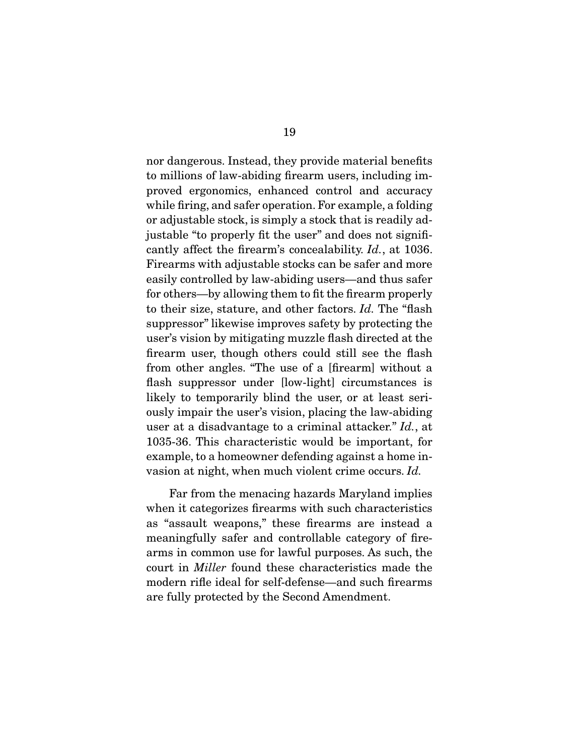nor dangerous. Instead, they provide material benefits to millions of law-abiding firearm users, including improved ergonomics, enhanced control and accuracy while firing, and safer operation. For example, a folding or adjustable stock, is simply a stock that is readily adjustable "to properly fit the user" and does not significantly affect the firearm's concealability. *Id.*, at 1036. Firearms with adjustable stocks can be safer and more easily controlled by law-abiding users—and thus safer for others—by allowing them to fit the firearm properly to their size, stature, and other factors. *Id.* The "flash suppressor" likewise improves safety by protecting the user's vision by mitigating muzzle flash directed at the firearm user, though others could still see the flash from other angles. "The use of a [firearm] without a flash suppressor under [low-light] circumstances is likely to temporarily blind the user, or at least seriously impair the user's vision, placing the law-abiding user at a disadvantage to a criminal attacker." *Id.*, at 1035-36. This characteristic would be important, for example, to a homeowner defending against a home invasion at night, when much violent crime occurs. *Id.*

Far from the menacing hazards Maryland implies when it categorizes firearms with such characteristics as "assault weapons," these firearms are instead a meaningfully safer and controllable category of firearms in common use for lawful purposes. As such, the court in *Miller* found these characteristics made the modern rifle ideal for self-defense—and such firearms are fully protected by the Second Amendment.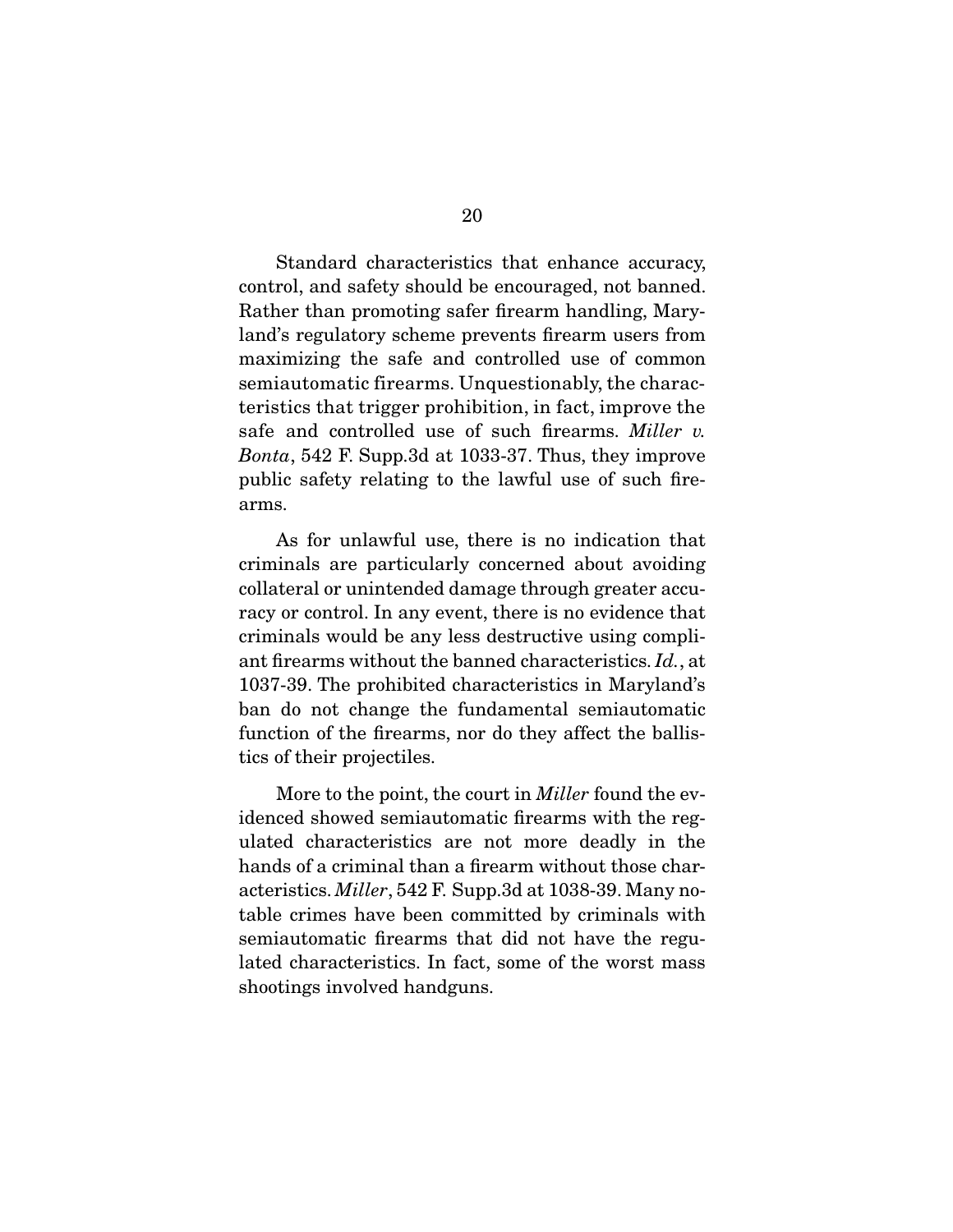Standard characteristics that enhance accuracy, control, and safety should be encouraged, not banned. Rather than promoting safer firearm handling, Maryland's regulatory scheme prevents firearm users from maximizing the safe and controlled use of common semiautomatic firearms. Unquestionably, the characteristics that trigger prohibition, in fact, improve the safe and controlled use of such firearms. *Miller v. Bonta*, 542 F. Supp.3d at 1033-37. Thus, they improve public safety relating to the lawful use of such firearms.

As for unlawful use, there is no indication that criminals are particularly concerned about avoiding collateral or unintended damage through greater accuracy or control. In any event, there is no evidence that criminals would be any less destructive using compliant firearms without the banned characteristics. *Id.*, at 1037-39. The prohibited characteristics in Maryland's ban do not change the fundamental semiautomatic function of the firearms, nor do they affect the ballistics of their projectiles.

More to the point, the court in *Miller* found the evidenced showed semiautomatic firearms with the regulated characteristics are not more deadly in the hands of a criminal than a firearm without those characteristics. *Miller*, 542 F. Supp.3d at 1038-39. Many notable crimes have been committed by criminals with semiautomatic firearms that did not have the regulated characteristics. In fact, some of the worst mass shootings involved handguns.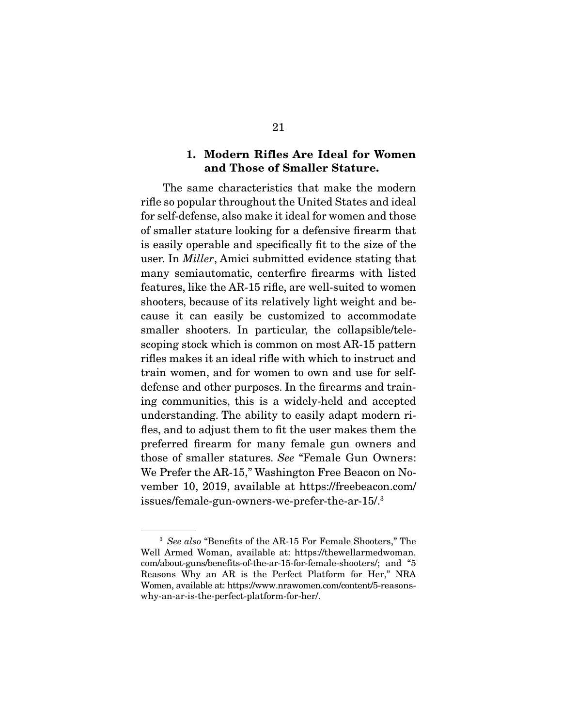### 1. Modern Rifles Are Ideal for Women and Those of Smaller Stature.

The same characteristics that make the modern rifle so popular throughout the United States and ideal for self-defense, also make it ideal for women and those of smaller stature looking for a defensive firearm that is easily operable and specifically fit to the size of the user. In *Miller*, Amici submitted evidence stating that many semiautomatic, centerfire firearms with listed features, like the AR-15 rifle, are well-suited to women shooters, because of its relatively light weight and because it can easily be customized to accommodate smaller shooters. In particular, the collapsible/telescoping stock which is common on most AR-15 pattern rifles makes it an ideal rifle with which to instruct and train women, and for women to own and use for self-defense and other purposes. In the firearms and training communities, this is a widely-held and accepted understanding. The ability to easily adapt modern rifles, and to adjust them to fit the user makes them the preferred firearm for many female gun owners and those of smaller statures. *See* "Female Gun Owners: We Prefer the AR-15," Washington Free Beacon on November 10, 2019, available at https://freebeacon.com/issues/female-gun-owners-we-prefer-the-ar-15/.[3]

---

[3] *See also* "Benefits of the AR-15 For Female Shooters," The Well Armed Woman, available at: https://thewellarmedwoman.com/about-guns/benefits-of-the-ar-15-for-female-shooters/; and "5 Reasons Why an AR is the Perfect Platform for Her," NRA Women, available at: https://www.nrawomen.com/content/5-reasons-why-an-ar-is-the-perfect-platform-for-her/.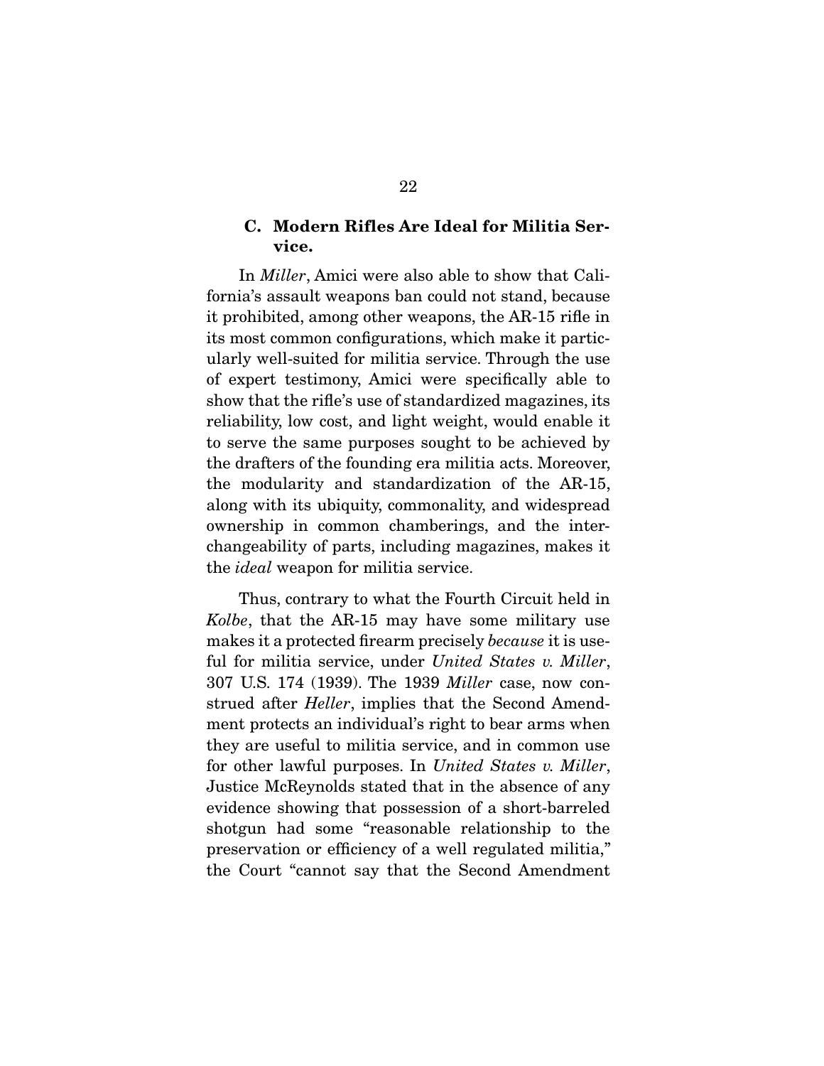### C. Modern Rifles Are Ideal for Militia Service.

In *Miller*, Amici were also able to show that California's assault weapons ban could not stand, because it prohibited, among other weapons, the AR-15 rifle in its most common configurations, which make it particularly well-suited for militia service. Through the use of expert testimony, Amici were specifically able to show that the rifle's use of standardized magazines, its reliability, low cost, and light weight, would enable it to serve the same purposes sought to be achieved by the drafters of the founding era militia acts. Moreover, the modularity and standardization of the AR-15, along with its ubiquity, commonality, and widespread ownership in common chamberings, and the interchangeability of parts, including magazines, makes it the *ideal* weapon for militia service.

Thus, contrary to what the Fourth Circuit held in *Kolbe*, that the AR-15 may have some military use makes it a protected firearm precisely *because* it is useful for militia service, under *United States v. Miller*, 307 U.S. 174 (1939). The 1939 *Miller* case, now construed after *Heller*, implies that the Second Amendment protects an individual's right to bear arms when they are useful to militia service, and in common use for other lawful purposes. In *United States v. Miller*, Justice McReynolds stated that in the absence of any evidence showing that possession of a short-barreled shotgun had some "reasonable relationship to the preservation or efficiency of a well regulated militia," the Court "cannot say that the Second Amendment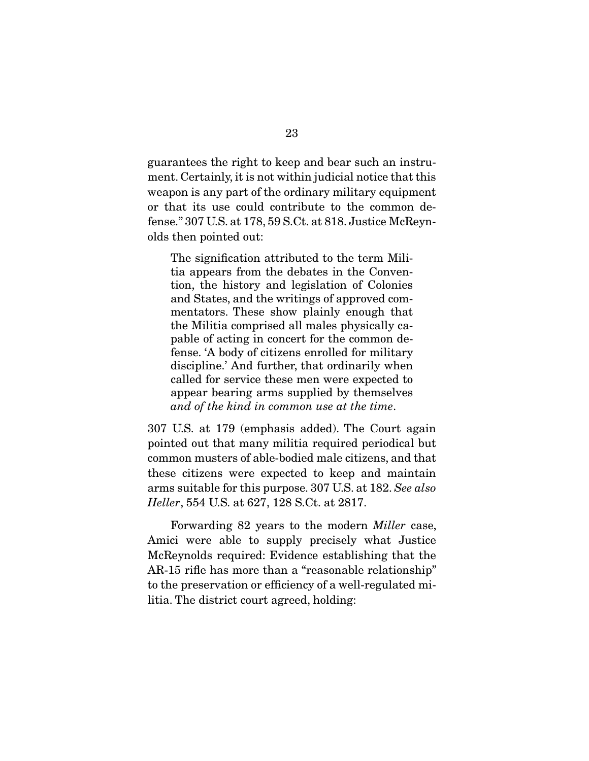guarantees the right to keep and bear such an instrument. Certainly, it is not within judicial notice that this weapon is any part of the ordinary military equipment or that its use could contribute to the common defense." 307 U.S. at 178, 59 S.Ct. at 818. Justice McReynolds then pointed out:

> The signification attributed to the term Militia appears from the debates in the Convention, the history and legislation of Colonies and States, and the writings of approved commentators. These show plainly enough that the Militia comprised all males physically capable of acting in concert for the common defense. 'A body of citizens enrolled for military discipline.' And further, that ordinarily when called for service these men were expected to appear bearing arms supplied by themselves *and of the kind in common use at the time*.

307 U.S. at 179 (emphasis added). The Court again pointed out that many militia required periodical but common musters of able-bodied male citizens, and that these citizens were expected to keep and maintain arms suitable for this purpose. 307 U.S. at 182. *See also Heller*, 554 U.S. at 627, 128 S.Ct. at 2817.

Forwarding 82 years to the modern *Miller* case, Amici were able to supply precisely what Justice McReynolds required: Evidence establishing that the AR-15 rifle has more than a "reasonable relationship" to the preservation or efficiency of a well-regulated militia. The district court agreed, holding: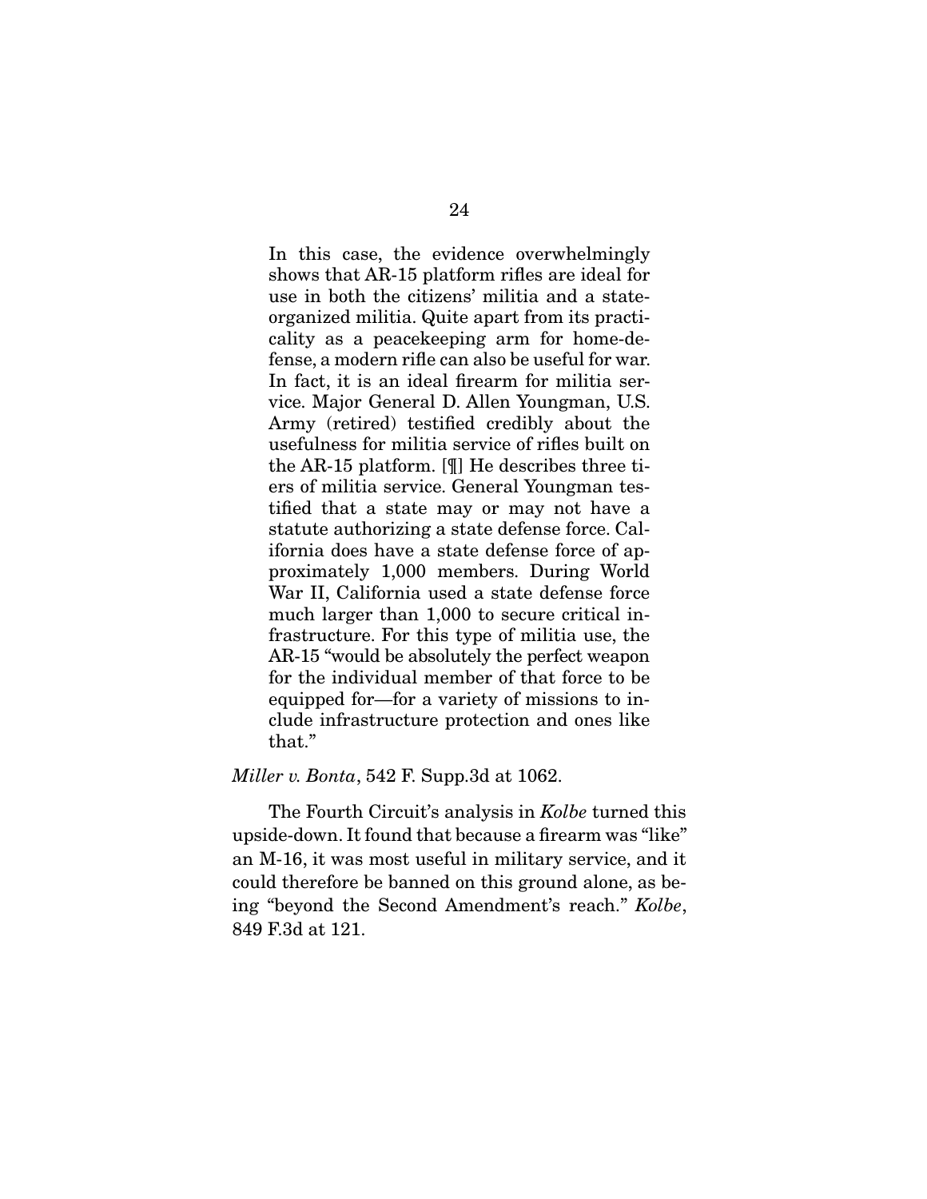> In this case, the evidence overwhelmingly shows that AR-15 platform rifles are ideal for use in both the citizens' militia and a state-organized militia. Quite apart from its practicality as a peacekeeping arm for home-defense, a modern rifle can also be useful for war. In fact, it is an ideal firearm for militia service. Major General D. Allen Youngman, U.S. Army (retired) testified credibly about the usefulness for militia service of rifles built on the AR-15 platform. [¶] He describes three tiers of militia service. General Youngman testified that a state may or may not have a statute authorizing a state defense force. California does have a state defense force of approximately 1,000 members. During World War II, California used a state defense force much larger than 1,000 to secure critical infrastructure. For this type of militia use, the AR-15 "would be absolutely the perfect weapon for the individual member of that force to be equipped for—for a variety of missions to include infrastructure protection and ones like that."

*Miller v. Bonta*, 542 F. Supp.3d at 1062.

The Fourth Circuit's analysis in *Kolbe* turned this upside-down. It found that because a firearm was "like" an M-16, it was most useful in military service, and it could therefore be banned on this ground alone, as being "beyond the Second Amendment's reach." *Kolbe*, 849 F.3d at 121.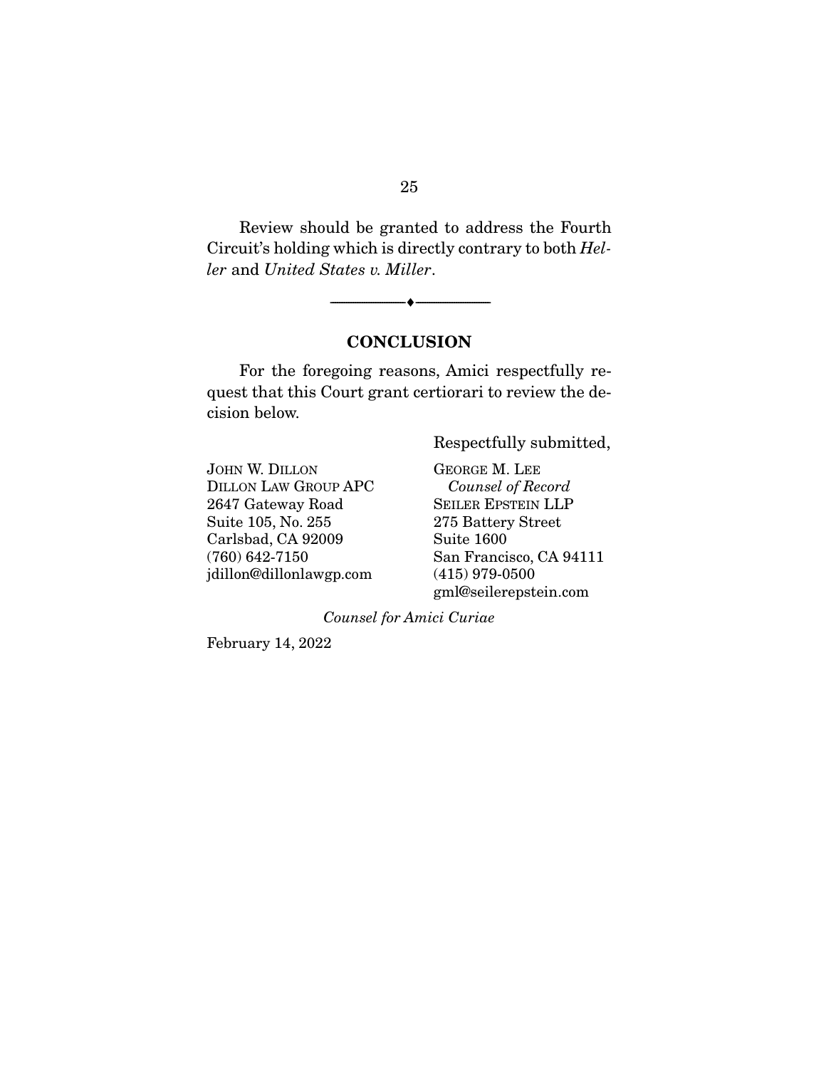Review should be granted to address the Fourth Circuit's holding which is directly contrary to both *Heller* and *United States v. Miller*.

## CONCLUSION

For the foregoing reasons, Amici respectfully request that this Court grant certiorari to review the decision below.

Respectfully submitted,

JOHN W. DILLON
DILLON LAW GROUP APC
2647 Gateway Road
Suite 105, No. 255
Carlsbad, CA 92009
(760) 642-7150
jdillon@dillonlawgp.com

GEORGE M. LEE
*Counsel of Record*
SEILER EPSTEIN LLP
275 Battery Street
Suite 1600
San Francisco, CA 94111
(415) 979-0500
gml@seilerepstein.com

*Counsel for Amici Curiae*

February 14, 2022